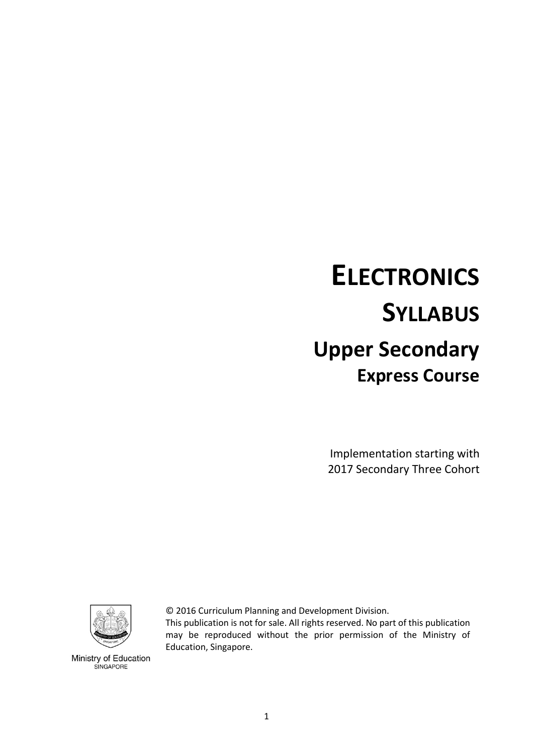# ELECTRONICS

# SYLLABUS

## Upper Secondary

### Express Course

Implementation starting with
2017 Secondary Three Cohort

Ministry of Education
SINGAPORE

© 2016 Curriculum Planning and Development Division.
This publication is not for sale. All rights reserved. No part of this publication may be reproduced without the prior permission of the Ministry of Education, Singapore.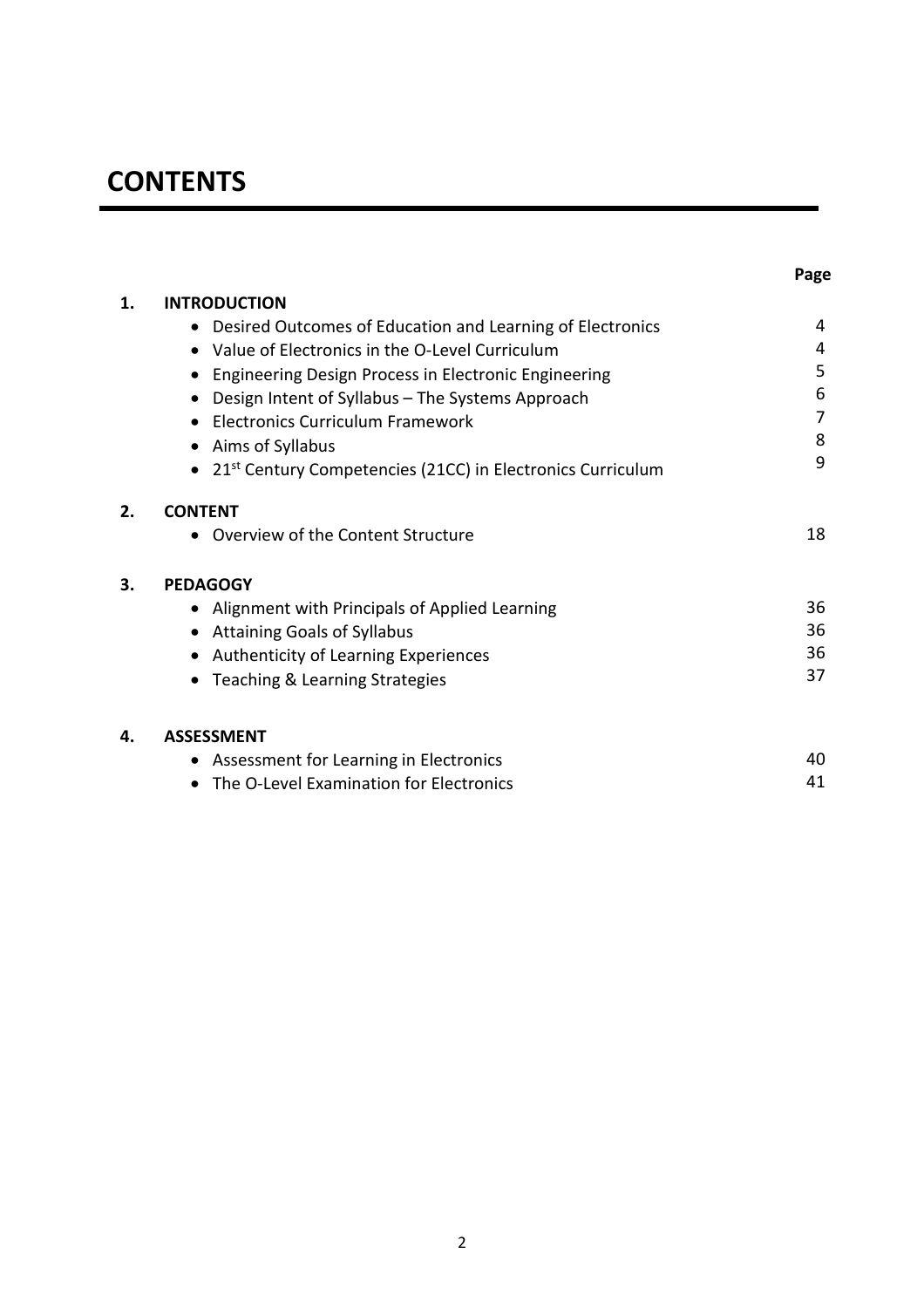# CONTENTS

| | | Page |
|---|---|---|
| **1.** | **INTRODUCTION** | |
| | • Desired Outcomes of Education and Learning of Electronics | 4 |
| | • Value of Electronics in the O-Level Curriculum | 4 |
| | • Engineering Design Process in Electronic Engineering | 5 |
| | • Design Intent of Syllabus – The Systems Approach | 6 |
| | • Electronics Curriculum Framework | 7 |
| | • Aims of Syllabus | 8 |
| | • 21st Century Competencies (21CC) in Electronics Curriculum | 9 |
| **2.** | **CONTENT** | |
| | • Overview of the Content Structure | 18 |
| **3.** | **PEDAGOGY** | |
| | • Alignment with Principals of Applied Learning | 36 |
| | • Attaining Goals of Syllabus | 36 |
| | • Authenticity of Learning Experiences | 36 |
| | • Teaching & Learning Strategies | 37 |
| **4.** | **ASSESSMENT** | |
| | • Assessment for Learning in Electronics | 40 |
| | • The O-Level Examination for Electronics | 41 |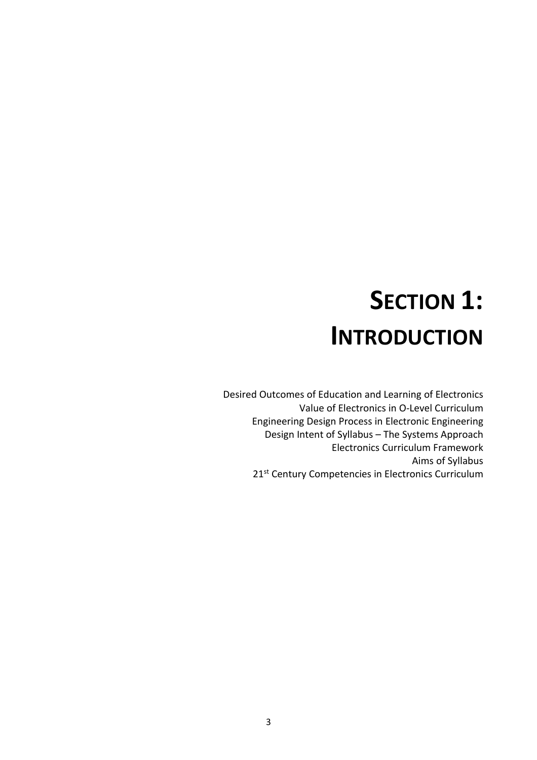# SECTION 1: INTRODUCTION

Desired Outcomes of Education and Learning of Electronics
Value of Electronics in O-Level Curriculum
Engineering Design Process in Electronic Engineering
Design Intent of Syllabus – The Systems Approach
Electronics Curriculum Framework
Aims of Syllabus
21st Century Competencies in Electronics Curriculum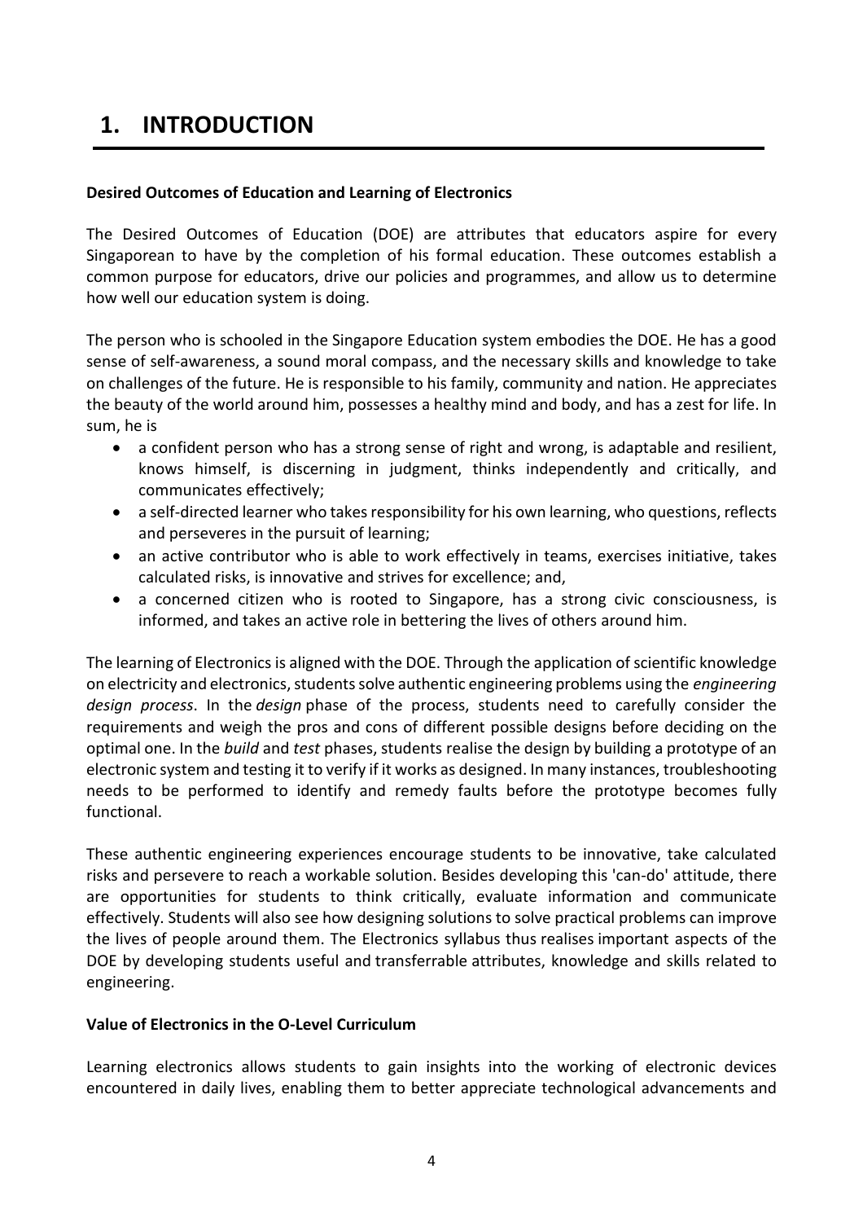# 1. INTRODUCTION

**Desired Outcomes of Education and Learning of Electronics**

The Desired Outcomes of Education (DOE) are attributes that educators aspire for every Singaporean to have by the completion of his formal education. These outcomes establish a common purpose for educators, drive our policies and programmes, and allow us to determine how well our education system is doing.

The person who is schooled in the Singapore Education system embodies the DOE. He has a good sense of self-awareness, a sound moral compass, and the necessary skills and knowledge to take on challenges of the future. He is responsible to his family, community and nation. He appreciates the beauty of the world around him, possesses a healthy mind and body, and has a zest for life. In sum, he is

- a confident person who has a strong sense of right and wrong, is adaptable and resilient, knows himself, is discerning in judgment, thinks independently and critically, and communicates effectively;
- a self-directed learner who takes responsibility for his own learning, who questions, reflects and perseveres in the pursuit of learning;
- an active contributor who is able to work effectively in teams, exercises initiative, takes calculated risks, is innovative and strives for excellence; and,
- a concerned citizen who is rooted to Singapore, has a strong civic consciousness, is informed, and takes an active role in bettering the lives of others around him.

The learning of Electronics is aligned with the DOE. Through the application of scientific knowledge on electricity and electronics, students solve authentic engineering problems using the *engineering design process*. In the *design* phase of the process, students need to carefully consider the requirements and weigh the pros and cons of different possible designs before deciding on the optimal one. In the *build* and *test* phases, students realise the design by building a prototype of an electronic system and testing it to verify if it works as designed. In many instances, troubleshooting needs to be performed to identify and remedy faults before the prototype becomes fully functional.

These authentic engineering experiences encourage students to be innovative, take calculated risks and persevere to reach a workable solution. Besides developing this 'can-do' attitude, there are opportunities for students to think critically, evaluate information and communicate effectively. Students will also see how designing solutions to solve practical problems can improve the lives of people around them. The Electronics syllabus thus realises important aspects of the DOE by developing students useful and transferrable attributes, knowledge and skills related to engineering.

**Value of Electronics in the O-Level Curriculum**

Learning electronics allows students to gain insights into the working of electronic devices encountered in daily lives, enabling them to better appreciate technological advancements and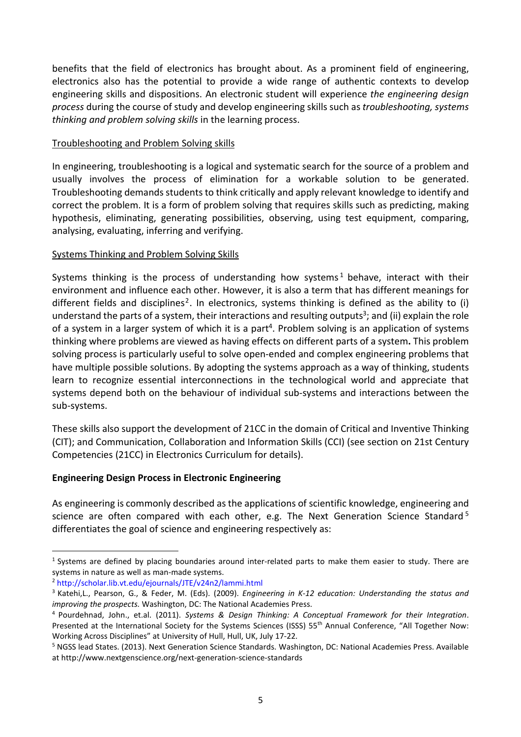benefits that the field of electronics has brought about. As a prominent field of engineering, electronics also has the potential to provide a wide range of authentic contexts to develop engineering skills and dispositions. An electronic student will experience *the engineering design process* during the course of study and develop engineering skills such as *troubleshooting, systems thinking and problem solving skills* in the learning process.

<u>Troubleshooting and Problem Solving skills</u>

In engineering, troubleshooting is a logical and systematic search for the source of a problem and usually involves the process of elimination for a workable solution to be generated. Troubleshooting demands students to think critically and apply relevant knowledge to identify and correct the problem. It is a form of problem solving that requires skills such as predicting, making hypothesis, eliminating, generating possibilities, observing, using test equipment, comparing, analysing, evaluating, inferring and verifying.

<u>Systems Thinking and Problem Solving Skills</u>

Systems thinking is the process of understanding how systems[1] behave, interact with their environment and influence each other. However, it is also a term that has different meanings for different fields and disciplines[2]. In electronics, systems thinking is defined as the ability to (i) understand the parts of a system, their interactions and resulting outputs[3]; and (ii) explain the role of a system in a larger system of which it is a part[4]. Problem solving is an application of systems thinking where problems are viewed as having effects on different parts of a system**.** This problem solving process is particularly useful to solve open-ended and complex engineering problems that have multiple possible solutions. By adopting the systems approach as a way of thinking, students learn to recognize essential interconnections in the technological world and appreciate that systems depend both on the behaviour of individual sub-systems and interactions between the sub-systems.

These skills also support the development of 21CC in the domain of Critical and Inventive Thinking (CIT); and Communication, Collaboration and Information Skills (CCI) (see section on 21st Century Competencies (21CC) in Electronics Curriculum for details).

**Engineering Design Process in Electronic Engineering**

As engineering is commonly described as the applications of scientific knowledge, engineering and science are often compared with each other, e.g. The Next Generation Science Standard[5] differentiates the goal of science and engineering respectively as:

---

[1] Systems are defined by placing boundaries around inter-related parts to make them easier to study. There are systems in nature as well as man-made systems.

[2] http://scholar.lib.vt.edu/ejournals/JTE/v24n2/lammi.html

[3] Katehi,L., Pearson, G., & Feder, M. (Eds). (2009). *Engineering in K-12 education: Understanding the status and improving the prospects.* Washington, DC: The National Academies Press.

[4] Pourdehnad, John., et.al. (2011). *Systems & Design Thinking: A Conceptual Framework for their Integration*. Presented at the International Society for the Systems Sciences (ISSS) 55th Annual Conference, "All Together Now: Working Across Disciplines" at University of Hull, Hull, UK, July 17-22.

[5] NGSS lead States. (2013). Next Generation Science Standards. Washington, DC: National Academies Press. Available at http://www.nextgenscience.org/next-generation-science-standards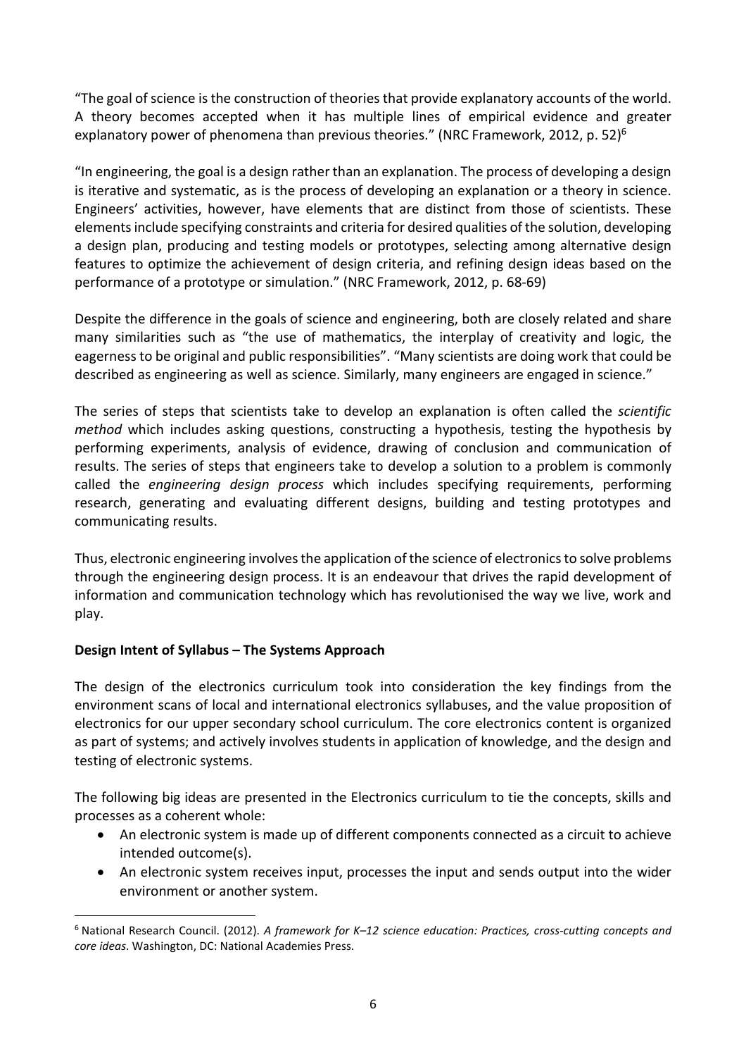"The goal of science is the construction of theories that provide explanatory accounts of the world. A theory becomes accepted when it has multiple lines of empirical evidence and greater explanatory power of phenomena than previous theories." (NRC Framework, 2012, p. 52)[6]

"In engineering, the goal is a design rather than an explanation. The process of developing a design is iterative and systematic, as is the process of developing an explanation or a theory in science. Engineers' activities, however, have elements that are distinct from those of scientists. These elements include specifying constraints and criteria for desired qualities of the solution, developing a design plan, producing and testing models or prototypes, selecting among alternative design features to optimize the achievement of design criteria, and refining design ideas based on the performance of a prototype or simulation." (NRC Framework, 2012, p. 68-69)

Despite the difference in the goals of science and engineering, both are closely related and share many similarities such as "the use of mathematics, the interplay of creativity and logic, the eagerness to be original and public responsibilities". "Many scientists are doing work that could be described as engineering as well as science. Similarly, many engineers are engaged in science."

The series of steps that scientists take to develop an explanation is often called the *scientific method* which includes asking questions, constructing a hypothesis, testing the hypothesis by performing experiments, analysis of evidence, drawing of conclusion and communication of results. The series of steps that engineers take to develop a solution to a problem is commonly called the *engineering design process* which includes specifying requirements, performing research, generating and evaluating different designs, building and testing prototypes and communicating results.

Thus, electronic engineering involves the application of the science of electronics to solve problems through the engineering design process. It is an endeavour that drives the rapid development of information and communication technology which has revolutionised the way we live, work and play.

**Design Intent of Syllabus – The Systems Approach**

The design of the electronics curriculum took into consideration the key findings from the environment scans of local and international electronics syllabuses, and the value proposition of electronics for our upper secondary school curriculum. The core electronics content is organized as part of systems; and actively involves students in application of knowledge, and the design and testing of electronic systems.

The following big ideas are presented in the Electronics curriculum to tie the concepts, skills and processes as a coherent whole:

- An electronic system is made up of different components connected as a circuit to achieve intended outcome(s).
- An electronic system receives input, processes the input and sends output into the wider environment or another system.

[6] National Research Council. (2012). *A framework for K–12 science education: Practices, cross-cutting concepts and core ideas*. Washington, DC: National Academies Press.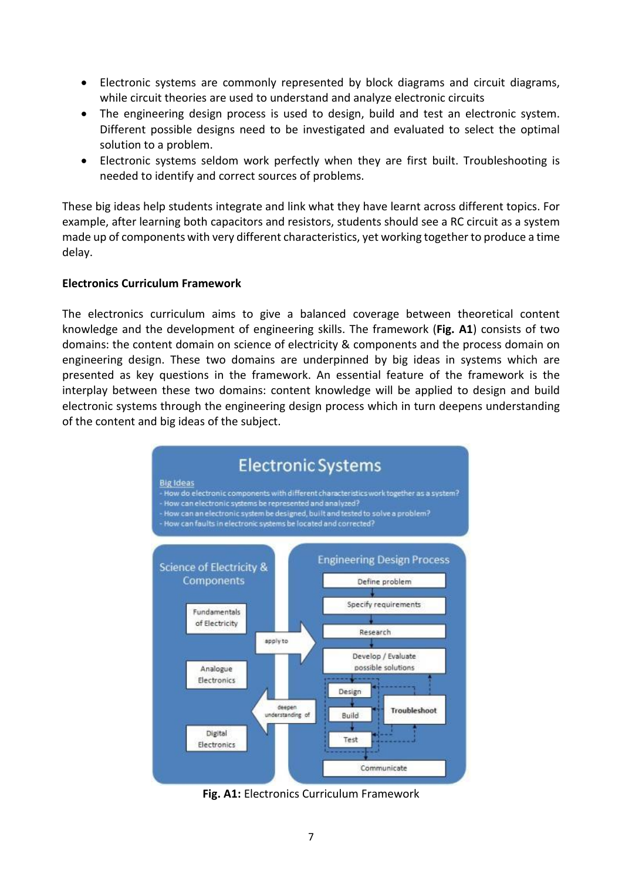- Electronic systems are commonly represented by block diagrams and circuit diagrams, while circuit theories are used to understand and analyze electronic circuits
- The engineering design process is used to design, build and test an electronic system. Different possible designs need to be investigated and evaluated to select the optimal solution to a problem.
- Electronic systems seldom work perfectly when they are first built. Troubleshooting is needed to identify and correct sources of problems.

These big ideas help students integrate and link what they have learnt across different topics. For example, after learning both capacitors and resistors, students should see a RC circuit as a system made up of components with very different characteristics, yet working together to produce a time delay.

**Electronics Curriculum Framework**

The electronics curriculum aims to give a balanced coverage between theoretical content knowledge and the development of engineering skills. The framework (**Fig. A1**) consists of two domains: the content domain on science of electricity & components and the process domain on engineering design. These two domains are underpinned by big ideas in systems which are presented as key questions in the framework. An essential feature of the framework is the interplay between these two domains: content knowledge will be applied to design and build electronic systems through the engineering design process which in turn deepens understanding of the content and big ideas of the subject.

**Electronic Systems**

Big Ideas
- How do electronic components with different characteristics work together as a system?
- How can electronic systems be represented and analyzed?
- How can an electronic system be designed, built and tested to solve a problem?
- How can faults in electronic systems be located and corrected?

**Science of Electricity & Components**
- Fundamentals of Electricity
- Analogue Electronics
- Digital Electronics

apply to →

← deepen understanding of

**Engineering Design Process**
- Define problem
- Specify requirements
- Research
- Develop / Evaluate possible solutions
- Design
- Build
- Test
- Troubleshoot
- Communicate

**Fig. A1:** Electronics Curriculum Framework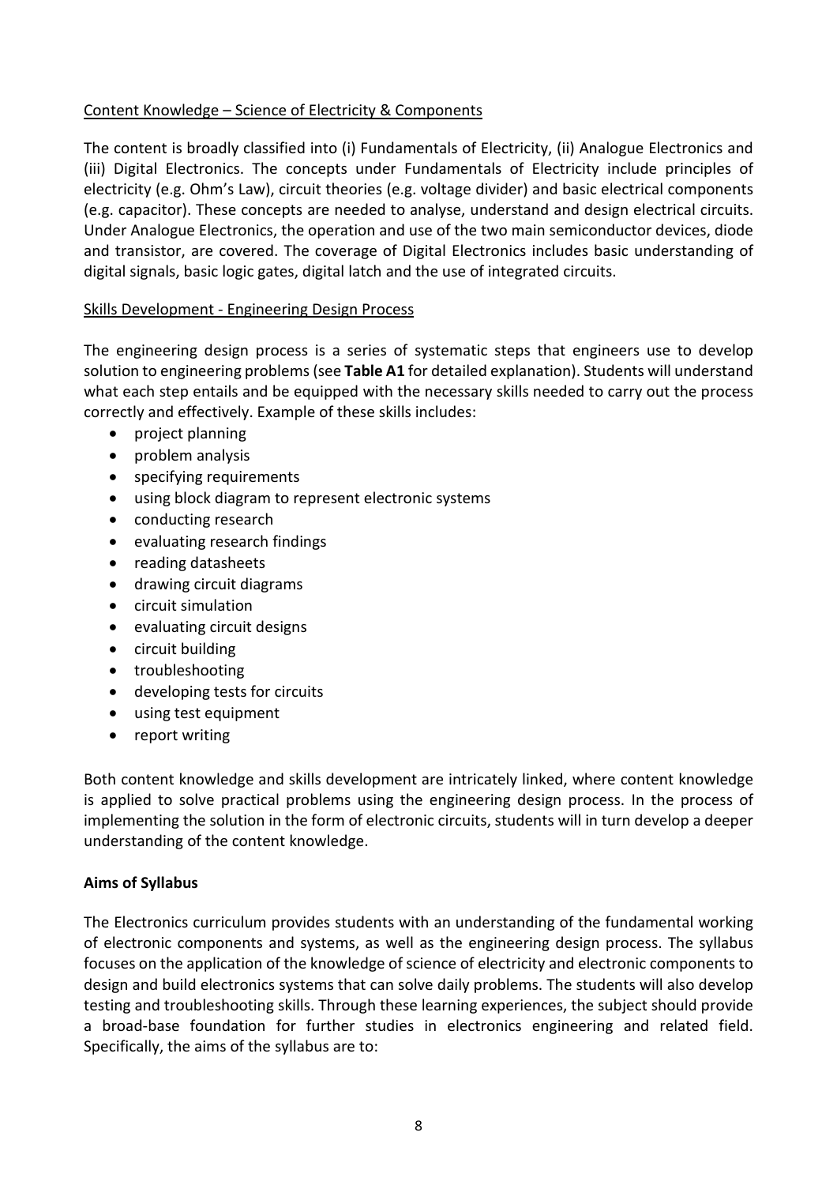Content Knowledge – Science of Electricity & Components

The content is broadly classified into (i) Fundamentals of Electricity, (ii) Analogue Electronics and (iii) Digital Electronics. The concepts under Fundamentals of Electricity include principles of electricity (e.g. Ohm's Law), circuit theories (e.g. voltage divider) and basic electrical components (e.g. capacitor). These concepts are needed to analyse, understand and design electrical circuits. Under Analogue Electronics, the operation and use of the two main semiconductor devices, diode and transistor, are covered. The coverage of Digital Electronics includes basic understanding of digital signals, basic logic gates, digital latch and the use of integrated circuits.

Skills Development - Engineering Design Process

The engineering design process is a series of systematic steps that engineers use to develop solution to engineering problems (see **Table A1** for detailed explanation). Students will understand what each step entails and be equipped with the necessary skills needed to carry out the process correctly and effectively. Example of these skills includes:

- project planning
- problem analysis
- specifying requirements
- using block diagram to represent electronic systems
- conducting research
- evaluating research findings
- reading datasheets
- drawing circuit diagrams
- circuit simulation
- evaluating circuit designs
- circuit building
- troubleshooting
- developing tests for circuits
- using test equipment
- report writing

Both content knowledge and skills development are intricately linked, where content knowledge is applied to solve practical problems using the engineering design process. In the process of implementing the solution in the form of electronic circuits, students will in turn develop a deeper understanding of the content knowledge.

**Aims of Syllabus**

The Electronics curriculum provides students with an understanding of the fundamental working of electronic components and systems, as well as the engineering design process. The syllabus focuses on the application of the knowledge of science of electricity and electronic components to design and build electronics systems that can solve daily problems. The students will also develop testing and troubleshooting skills. Through these learning experiences, the subject should provide a broad-base foundation for further studies in electronics engineering and related field. Specifically, the aims of the syllabus are to: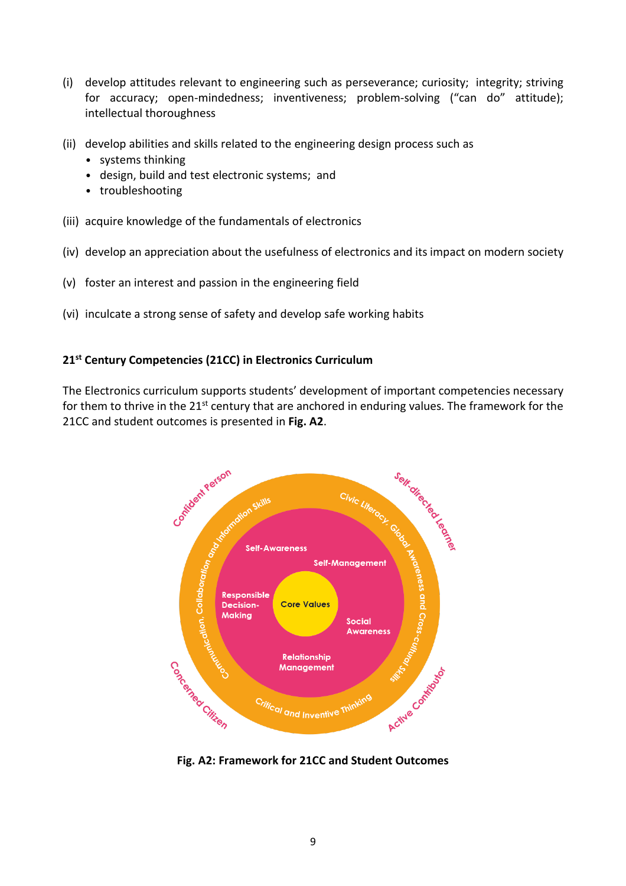(i) develop attitudes relevant to engineering such as perseverance; curiosity; integrity; striving for accuracy; open-mindedness; inventiveness; problem-solving ("can do" attitude); intellectual thoroughness

(ii) develop abilities and skills related to the engineering design process such as
- systems thinking
- design, build and test electronic systems; and
- troubleshooting

(iii) acquire knowledge of the fundamentals of electronics

(iv) develop an appreciation about the usefulness of electronics and its impact on modern society

(v) foster an interest and passion in the engineering field

(vi) inculcate a strong sense of safety and develop safe working habits

### 21st Century Competencies (21CC) in Electronics Curriculum

The Electronics curriculum supports students' development of important competencies necessary for them to thrive in the 21st century that are anchored in enduring values. The framework for the 21CC and student outcomes is presented in **Fig. A2**.

**Fig. A2: Framework for 21CC and Student Outcomes**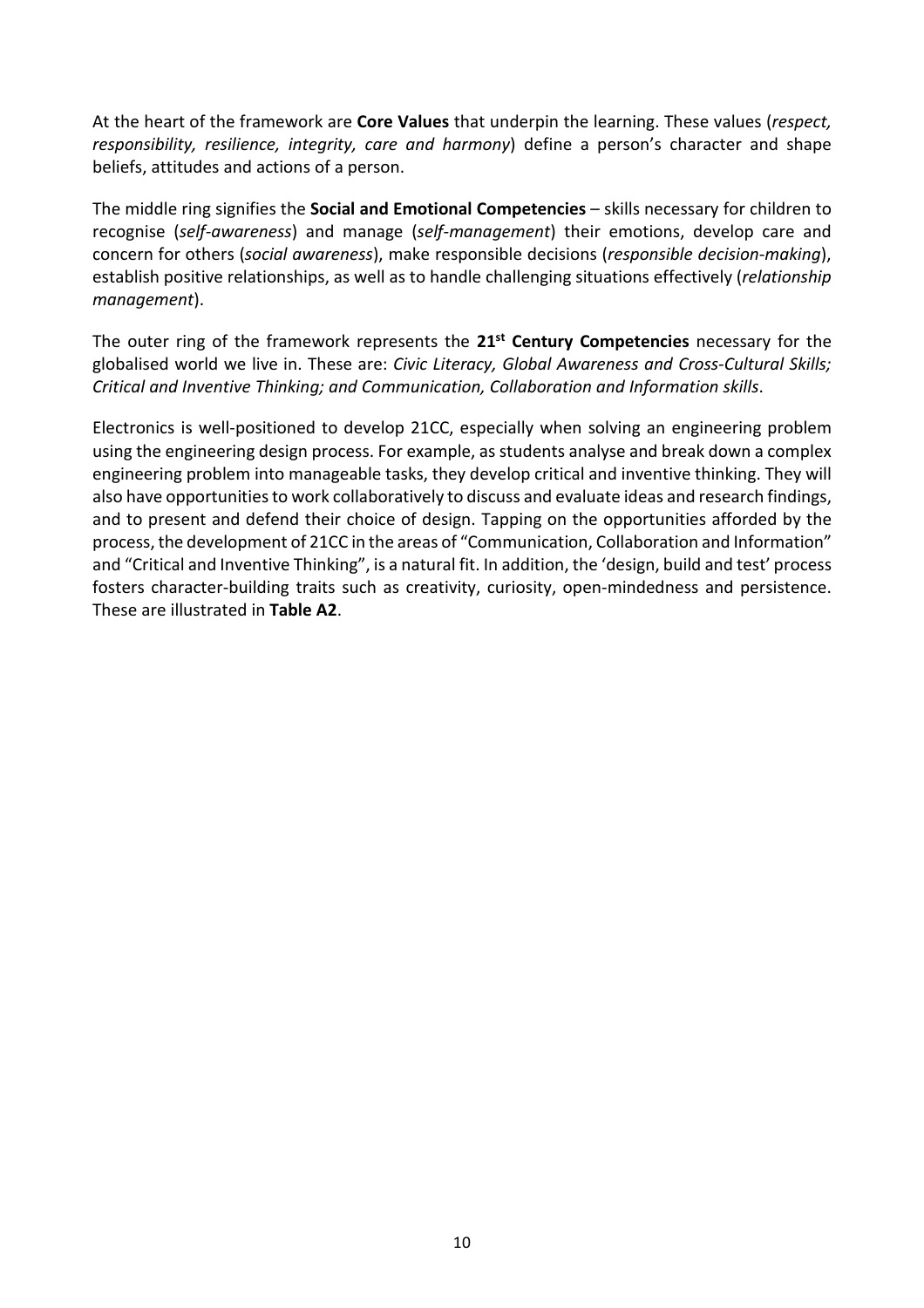At the heart of the framework are **Core Values** that underpin the learning. These values (*respect, responsibility, resilience, integrity, care and harmony*) define a person's character and shape beliefs, attitudes and actions of a person.

The middle ring signifies the **Social and Emotional Competencies** – skills necessary for children to recognise (*self-awareness*) and manage (*self-management*) their emotions, develop care and concern for others (*social awareness*), make responsible decisions (*responsible decision-making*), establish positive relationships, as well as to handle challenging situations effectively (*relationship management*).

The outer ring of the framework represents the **21st Century Competencies** necessary for the globalised world we live in. These are: *Civic Literacy, Global Awareness and Cross-Cultural Skills; Critical and Inventive Thinking; and Communication, Collaboration and Information skills*.

Electronics is well-positioned to develop 21CC, especially when solving an engineering problem using the engineering design process. For example, as students analyse and break down a complex engineering problem into manageable tasks, they develop critical and inventive thinking. They will also have opportunities to work collaboratively to discuss and evaluate ideas and research findings, and to present and defend their choice of design. Tapping on the opportunities afforded by the process, the development of 21CC in the areas of "Communication, Collaboration and Information" and "Critical and Inventive Thinking", is a natural fit. In addition, the 'design, build and test' process fosters character-building traits such as creativity, curiosity, open-mindedness and persistence. These are illustrated in **Table A2**.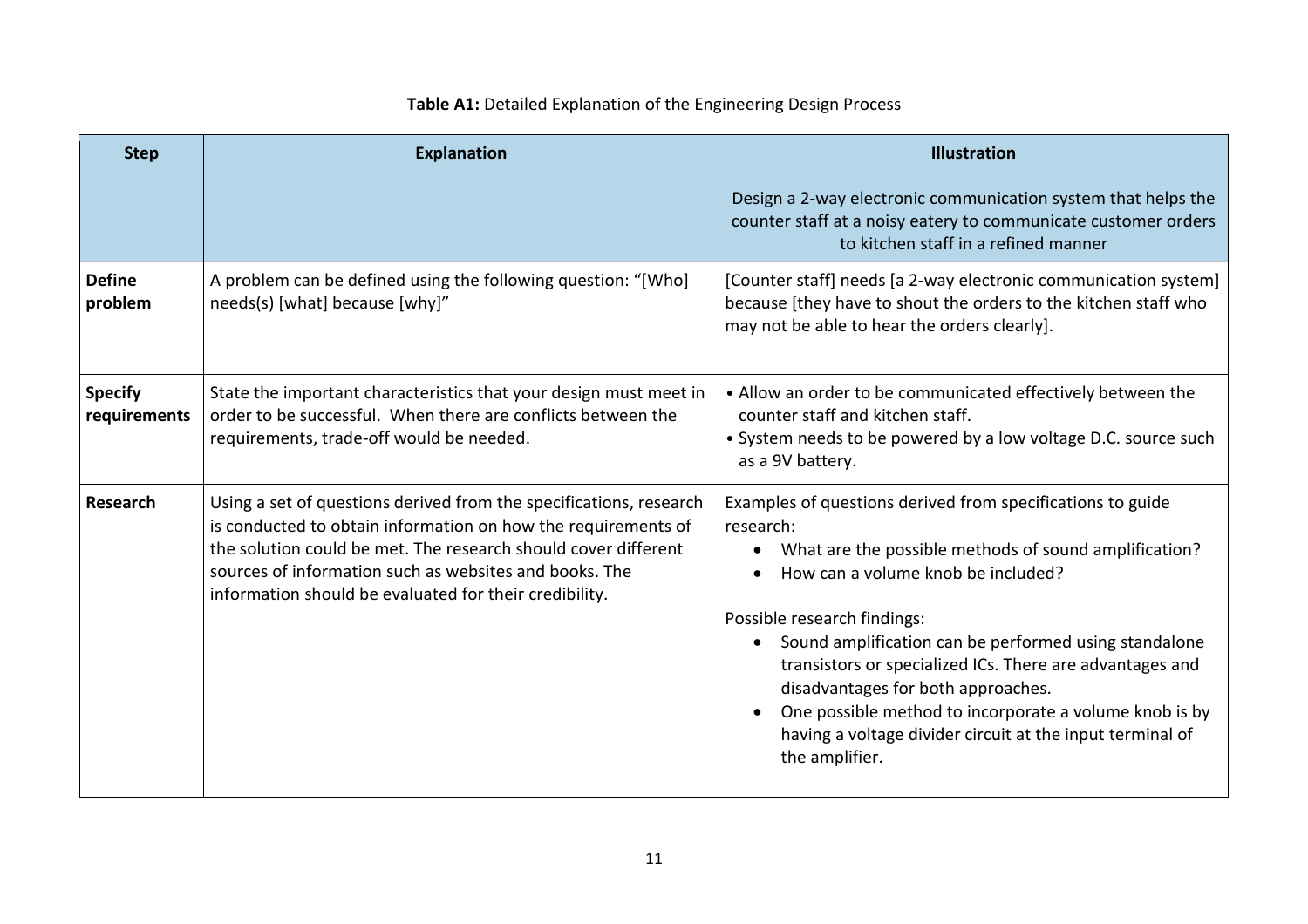**Table A1:** Detailed Explanation of the Engineering Design Process

| Step | Explanation | Illustration<br><br>Design a 2-way electronic communication system that helps the counter staff at a noisy eatery to communicate customer orders to kitchen staff in a refined manner |
|---|---|---|
| **Define problem** | A problem can be defined using the following question: "[Who] needs(s) [what] because [why]" | [Counter staff] needs [a 2-way electronic communication system] because [they have to shout the orders to the kitchen staff who may not be able to hear the orders clearly]. |
| **Specify requirements** | State the important characteristics that your design must meet in order to be successful. When there are conflicts between the requirements, trade-off would be needed. | • Allow an order to be communicated effectively between the counter staff and kitchen staff.<br>• System needs to be powered by a low voltage D.C. source such as a 9V battery. |
| **Research** | Using a set of questions derived from the specifications, research is conducted to obtain information on how the requirements of the solution could be met. The research should cover different sources of information such as websites and books. The information should be evaluated for their credibility. | Examples of questions derived from specifications to guide research:<br>• What are the possible methods of sound amplification?<br>• How can a volume knob be included?<br><br>Possible research findings:<br>• Sound amplification can be performed using standalone transistors or specialized ICs. There are advantages and disadvantages for both approaches.<br>• One possible method to incorporate a volume knob is by having a voltage divider circuit at the input terminal of the amplifier. |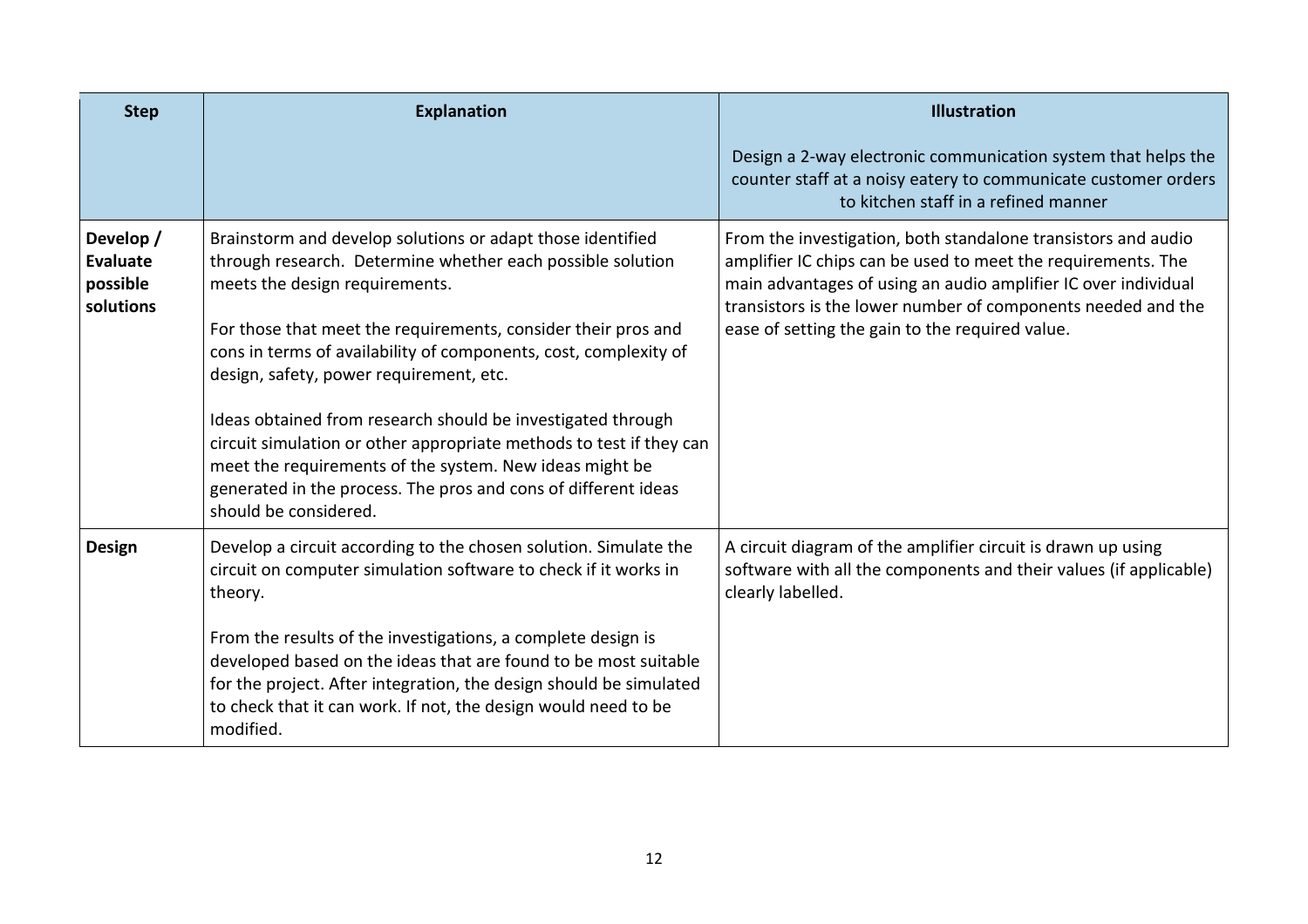| Step | Explanation | Illustration<br><br>Design a 2-way electronic communication system that helps the counter staff at a noisy eatery to communicate customer orders to kitchen staff in a refined manner |
|---|---|---|
| **Develop / Evaluate possible solutions** | Brainstorm and develop solutions or adapt those identified through research. Determine whether each possible solution meets the design requirements.<br><br>For those that meet the requirements, consider their pros and cons in terms of availability of components, cost, complexity of design, safety, power requirement, etc.<br><br>Ideas obtained from research should be investigated through circuit simulation or other appropriate methods to test if they can meet the requirements of the system. New ideas might be generated in the process. The pros and cons of different ideas should be considered. | From the investigation, both standalone transistors and audio amplifier IC chips can be used to meet the requirements. The main advantages of using an audio amplifier IC over individual transistors is the lower number of components needed and the ease of setting the gain to the required value. |
| **Design** | Develop a circuit according to the chosen solution. Simulate the circuit on computer simulation software to check if it works in theory.<br><br>From the results of the investigations, a complete design is developed based on the ideas that are found to be most suitable for the project. After integration, the design should be simulated to check that it can work. If not, the design would need to be modified. | A circuit diagram of the amplifier circuit is drawn up using software with all the components and their values (if applicable) clearly labelled. |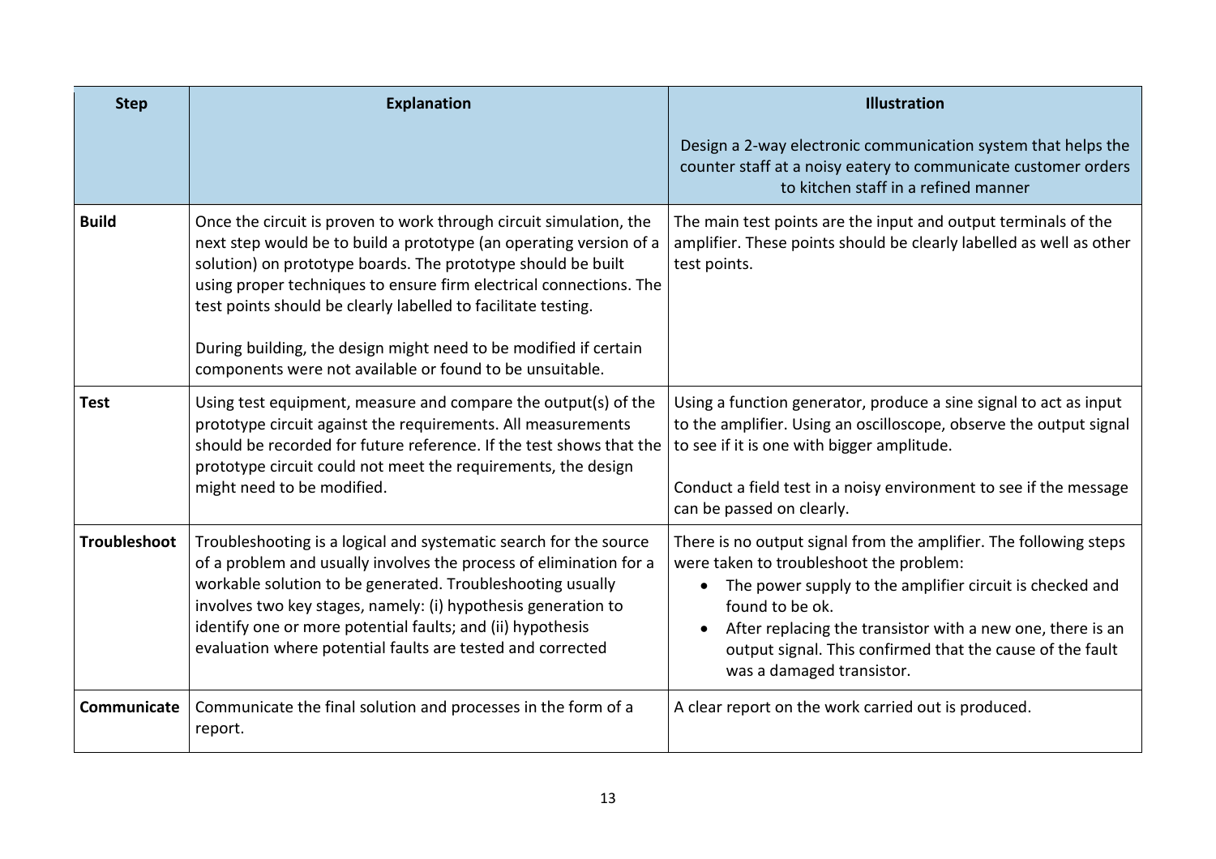| Step | Explanation | Illustration<br><br>Design a 2-way electronic communication system that helps the counter staff at a noisy eatery to communicate customer orders to kitchen staff in a refined manner |
|---|---|---|
| **Build** | Once the circuit is proven to work through circuit simulation, the next step would be to build a prototype (an operating version of a solution) on prototype boards. The prototype should be built using proper techniques to ensure firm electrical connections. The test points should be clearly labelled to facilitate testing.<br><br>During building, the design might need to be modified if certain components were not available or found to be unsuitable. | The main test points are the input and output terminals of the amplifier. These points should be clearly labelled as well as other test points. |
| **Test** | Using test equipment, measure and compare the output(s) of the prototype circuit against the requirements. All measurements should be recorded for future reference. If the test shows that the prototype circuit could not meet the requirements, the design might need to be modified. | Using a function generator, produce a sine signal to act as input to the amplifier. Using an oscilloscope, observe the output signal to see if it is one with bigger amplitude.<br><br>Conduct a field test in a noisy environment to see if the message can be passed on clearly. |
| **Troubleshoot** | Troubleshooting is a logical and systematic search for the source of a problem and usually involves the process of elimination for a workable solution to be generated. Troubleshooting usually involves two key stages, namely: (i) hypothesis generation to identify one or more potential faults; and (ii) hypothesis evaluation where potential faults are tested and corrected | There is no output signal from the amplifier. The following steps were taken to troubleshoot the problem:<br>• The power supply to the amplifier circuit is checked and found to be ok.<br>• After replacing the transistor with a new one, there is an output signal. This confirmed that the cause of the fault was a damaged transistor. |
| **Communicate** | Communicate the final solution and processes in the form of a report. | A clear report on the work carried out is produced. |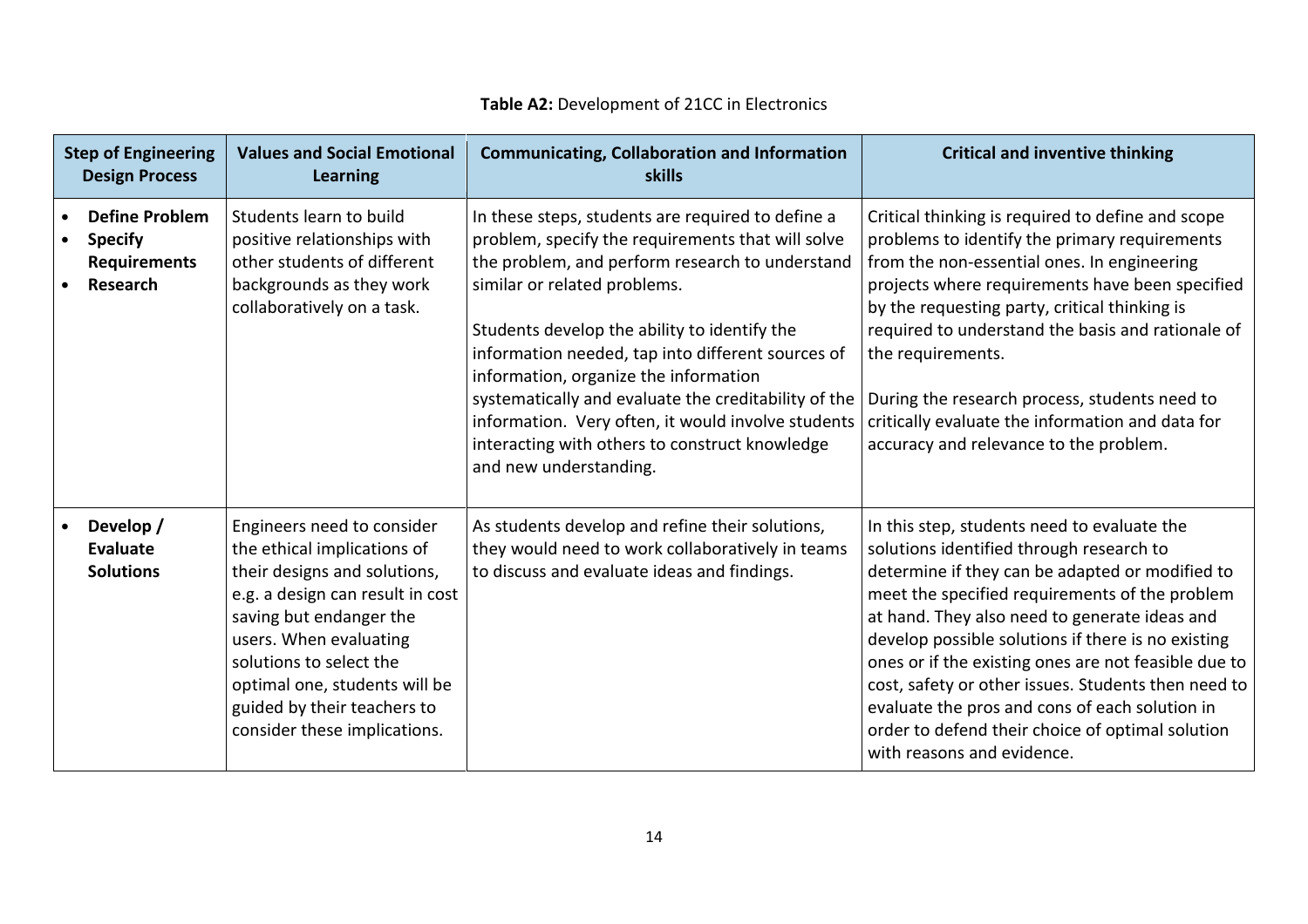**Table A2:** Development of 21CC in Electronics

| Step of Engineering Design Process | Values and Social Emotional Learning | Communicating, Collaboration and Information skills | Critical and inventive thinking |
|---|---|---|---|
| • **Define Problem**<br>• **Specify Requirements**<br>• **Research** | Students learn to build positive relationships with other students of different backgrounds as they work collaboratively on a task. | In these steps, students are required to define a problem, specify the requirements that will solve the problem, and perform research to understand similar or related problems.<br><br>Students develop the ability to identify the information needed, tap into different sources of information, organize the information systematically and evaluate the creditability of the information. Very often, it would involve students interacting with others to construct knowledge and new understanding. | Critical thinking is required to define and scope problems to identify the primary requirements from the non-essential ones. In engineering projects where requirements have been specified by the requesting party, critical thinking is required to understand the basis and rationale of the requirements.<br><br>During the research process, students need to critically evaluate the information and data for accuracy and relevance to the problem. |
| • **Develop / Evaluate Solutions** | Engineers need to consider the ethical implications of their designs and solutions, e.g. a design can result in cost saving but endanger the users. When evaluating solutions to select the optimal one, students will be guided by their teachers to consider these implications. | As students develop and refine their solutions, they would need to work collaboratively in teams to discuss and evaluate ideas and findings. | In this step, students need to evaluate the solutions identified through research to determine if they can be adapted or modified to meet the specified requirements of the problem at hand. They also need to generate ideas and develop possible solutions if there is no existing ones or if the existing ones are not feasible due to cost, safety or other issues. Students then need to evaluate the pros and cons of each solution in order to defend their choice of optimal solution with reasons and evidence. |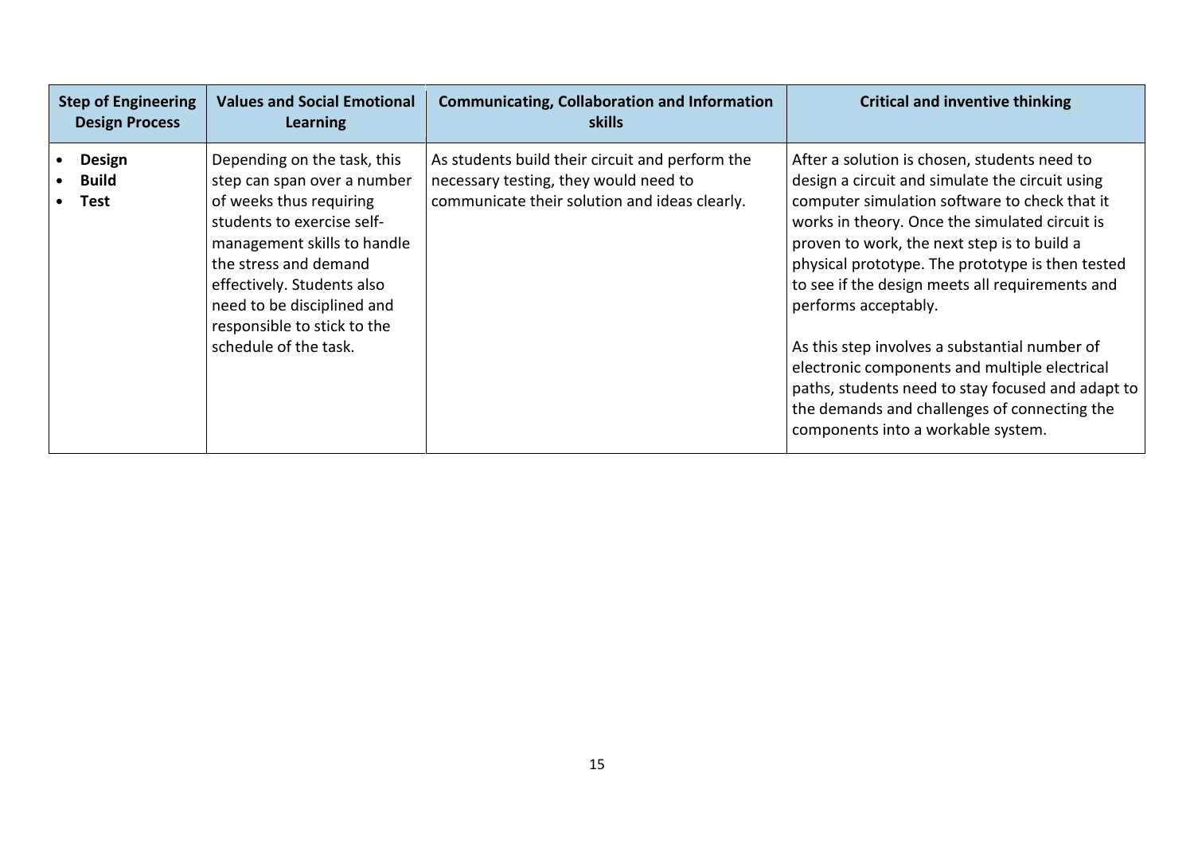| Step of Engineering Design Process | Values and Social Emotional Learning | Communicating, Collaboration and Information skills | Critical and inventive thinking |
|---|---|---|---|
| • **Design**<br>• **Build**<br>• **Test** | Depending on the task, this step can span over a number of weeks thus requiring students to exercise self-management skills to handle the stress and demand effectively. Students also need to be disciplined and responsible to stick to the schedule of the task. | As students build their circuit and perform the necessary testing, they would need to communicate their solution and ideas clearly. | After a solution is chosen, students need to design a circuit and simulate the circuit using computer simulation software to check that it works in theory. Once the simulated circuit is proven to work, the next step is to build a physical prototype. The prototype is then tested to see if the design meets all requirements and performs acceptably.<br><br>As this step involves a substantial number of electronic components and multiple electrical paths, students need to stay focused and adapt to the demands and challenges of connecting the components into a workable system. |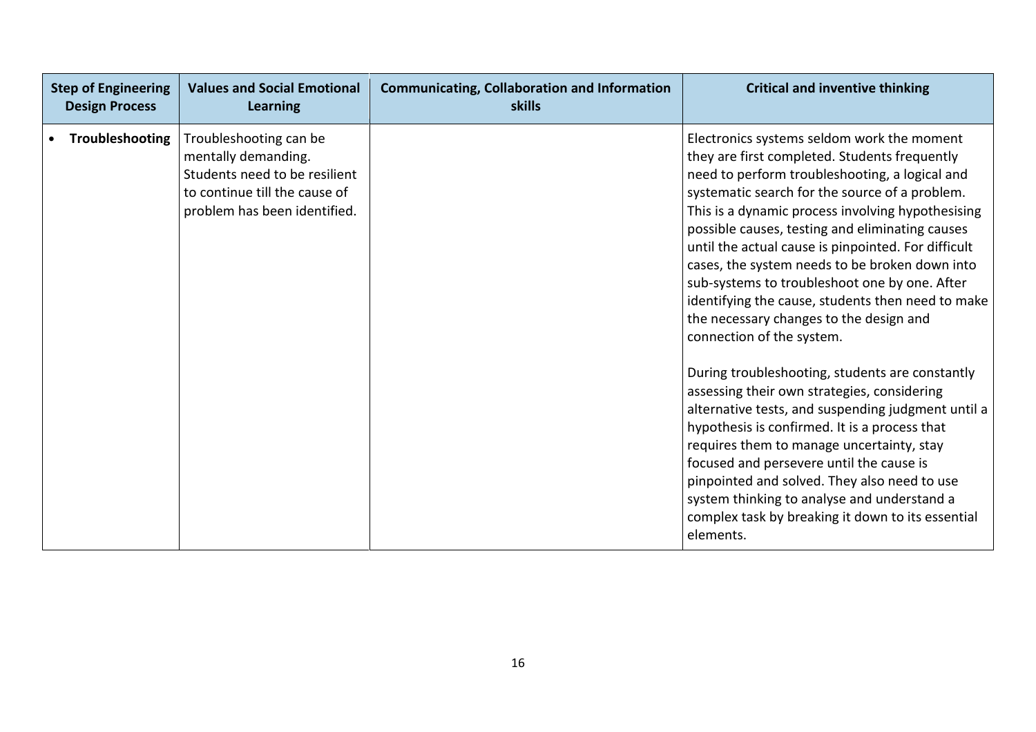| Step of Engineering Design Process | Values and Social Emotional Learning | Communicating, Collaboration and Information skills | Critical and inventive thinking |
|---|---|---|---|
| • **Troubleshooting** | Troubleshooting can be mentally demanding. Students need to be resilient to continue till the cause of problem has been identified. | | Electronics systems seldom work the moment they are first completed. Students frequently need to perform troubleshooting, a logical and systematic search for the source of a problem. This is a dynamic process involving hypothesising possible causes, testing and eliminating causes until the actual cause is pinpointed. For difficult cases, the system needs to be broken down into sub-systems to troubleshoot one by one. After identifying the cause, students then need to make the necessary changes to the design and connection of the system.<br><br>During troubleshooting, students are constantly assessing their own strategies, considering alternative tests, and suspending judgment until a hypothesis is confirmed. It is a process that requires them to manage uncertainty, stay focused and persevere until the cause is pinpointed and solved. They also need to use system thinking to analyse and understand a complex task by breaking it down to its essential elements. |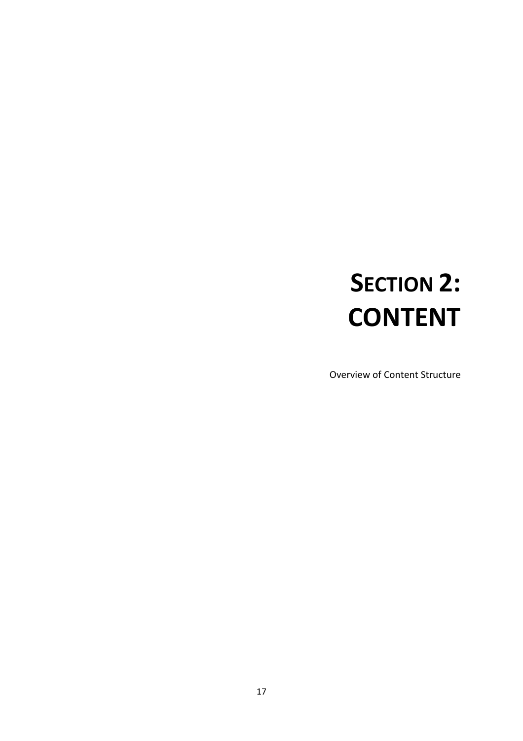# SECTION 2: CONTENT

Overview of Content Structure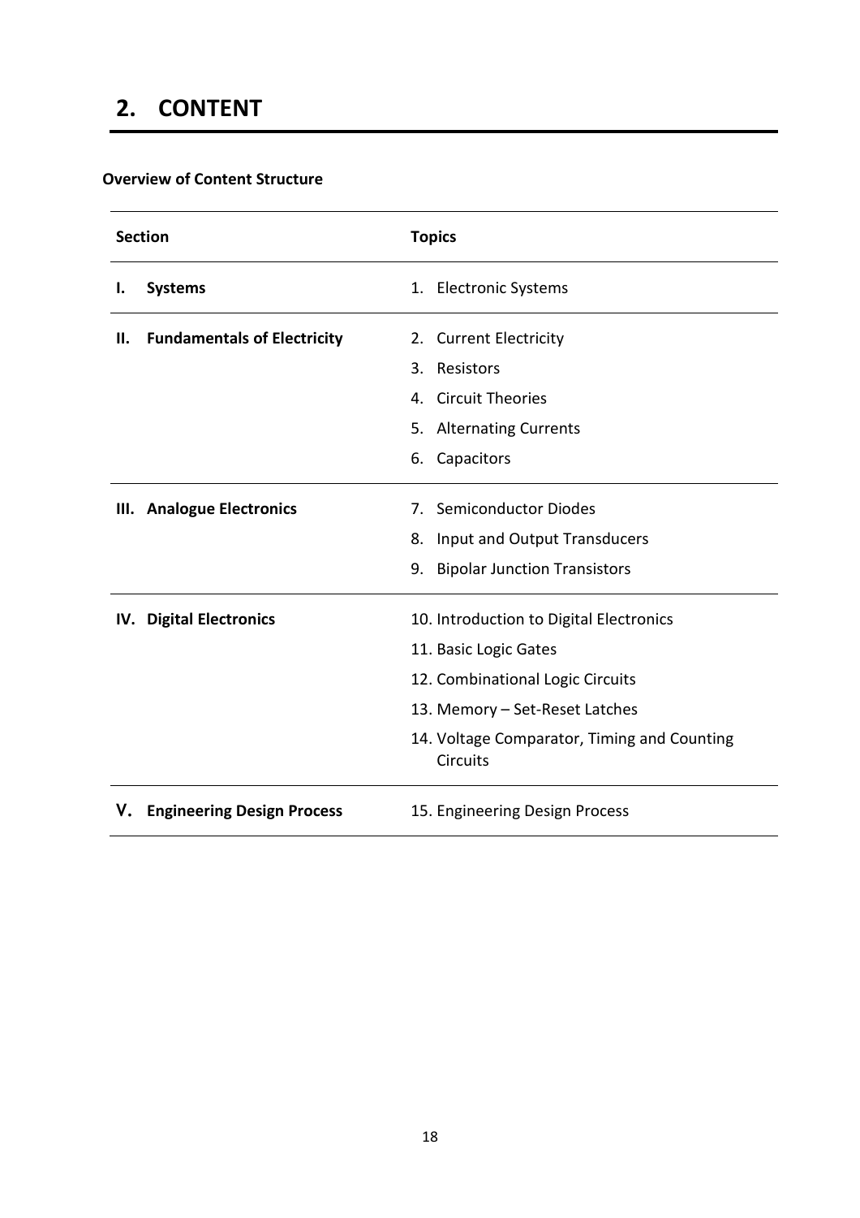# 2. CONTENT

**Overview of Content Structure**

| Section | Topics |
|---|---|
| **I. Systems** | 1. Electronic Systems |
| **II. Fundamentals of Electricity** | 2. Current Electricity |
| | 3. Resistors |
| | 4. Circuit Theories |
| | 5. Alternating Currents |
| | 6. Capacitors |
| **III. Analogue Electronics** | 7. Semiconductor Diodes |
| | 8. Input and Output Transducers |
| | 9. Bipolar Junction Transistors |
| **IV. Digital Electronics** | 10. Introduction to Digital Electronics |
| | 11. Basic Logic Gates |
| | 12. Combinational Logic Circuits |
| | 13. Memory – Set-Reset Latches |
| | 14. Voltage Comparator, Timing and Counting Circuits |
| **V. Engineering Design Process** | 15. Engineering Design Process |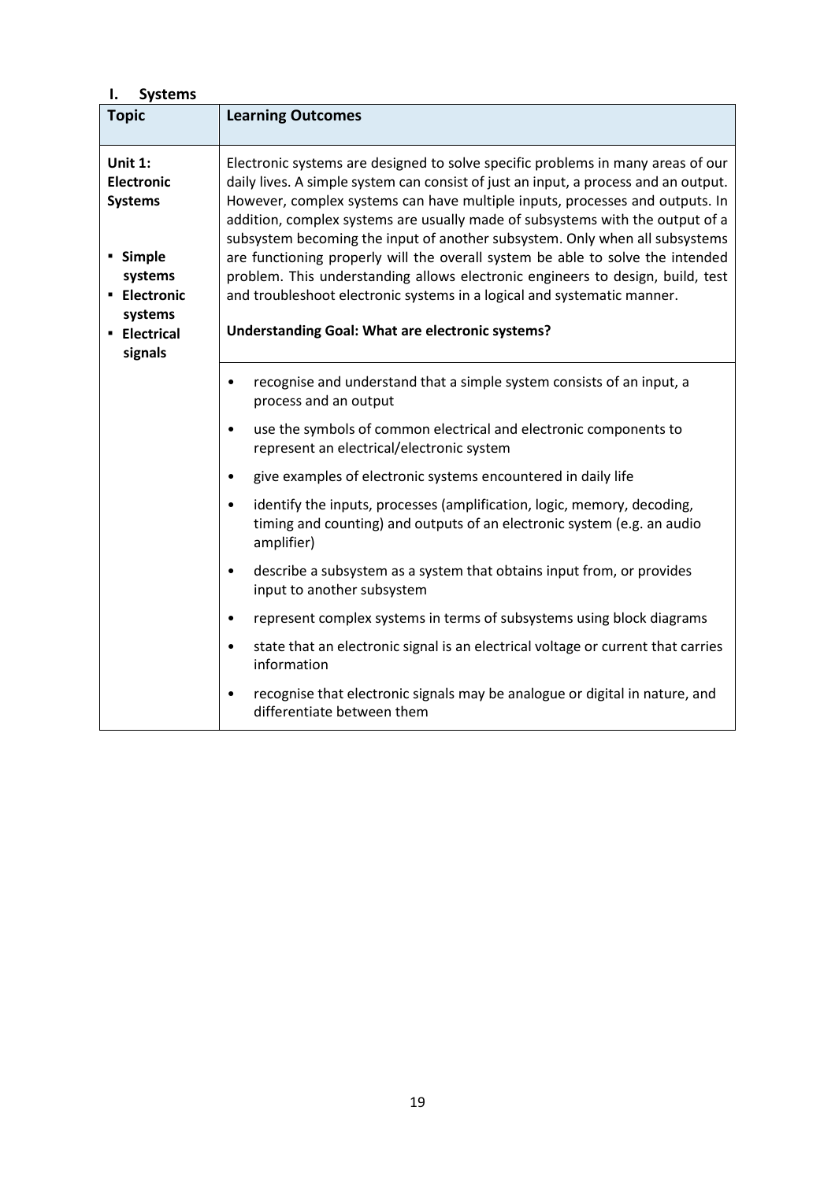## I. Systems

| Topic | Learning Outcomes |
|---|---|
| **Unit 1: Electronic Systems**<br><br>▪ **Simple systems**<br>▪ **Electronic systems**<br>▪ **Electrical signals** | Electronic systems are designed to solve specific problems in many areas of our daily lives. A simple system can consist of just an input, a process and an output. However, complex systems can have multiple inputs, processes and outputs. In addition, complex systems are usually made of subsystems with the output of a subsystem becoming the input of another subsystem. Only when all subsystems are functioning properly will the overall system be able to solve the intended problem. This understanding allows electronic engineers to design, build, test and troubleshoot electronic systems in a logical and systematic manner.<br><br>**Understanding Goal: What are electronic systems?** |
| | • recognise and understand that a simple system consists of an input, a process and an output<br>• use the symbols of common electrical and electronic components to represent an electrical/electronic system<br>• give examples of electronic systems encountered in daily life<br>• identify the inputs, processes (amplification, logic, memory, decoding, timing and counting) and outputs of an electronic system (e.g. an audio amplifier)<br>• describe a subsystem as a system that obtains input from, or provides input to another subsystem<br>• represent complex systems in terms of subsystems using block diagrams<br>• state that an electronic signal is an electrical voltage or current that carries information<br>• recognise that electronic signals may be analogue or digital in nature, and differentiate between them |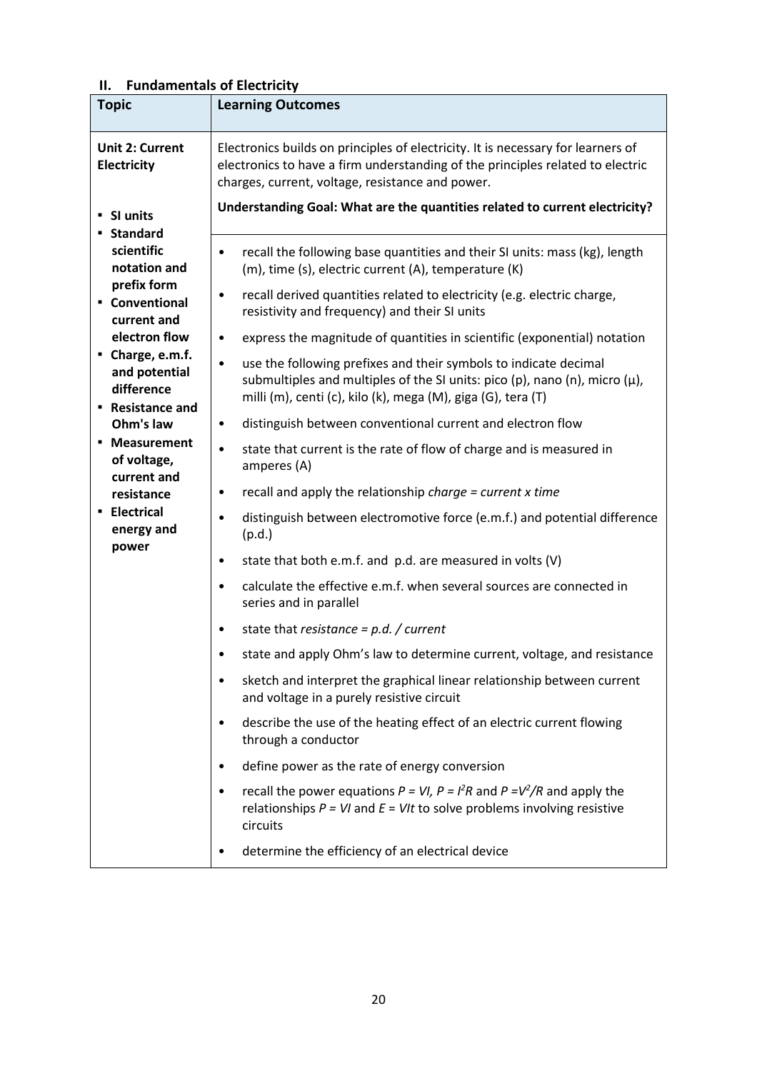## II. Fundamentals of Electricity

| Topic | Learning Outcomes |
|---|---|
| **Unit 2: Current Electricity**<br><br>▪ **SI units**<br>▪ **Standard scientific notation and prefix form**<br>▪ **Conventional current and electron flow**<br>▪ **Charge, e.m.f. and potential difference**<br>▪ **Resistance and Ohm's law**<br>▪ **Measurement of voltage, current and resistance**<br>▪ **Electrical energy and power** | Electronics builds on principles of electricity. It is necessary for learners of electronics to have a firm understanding of the principles related to electric charges, current, voltage, resistance and power.<br><br>**Understanding Goal: What are the quantities related to current electricity?**<br><br>• recall the following base quantities and their SI units: mass (kg), length (m), time (s), electric current (A), temperature (K)<br>• recall derived quantities related to electricity (e.g. electric charge, resistivity and frequency) and their SI units<br>• express the magnitude of quantities in scientific (exponential) notation<br>• use the following prefixes and their symbols to indicate decimal submultiples and multiples of the SI units: pico (p), nano (n), micro (μ), milli (m), centi (c), kilo (k), mega (M), giga (G), tera (T)<br>• distinguish between conventional current and electron flow<br>• state that current is the rate of flow of charge and is measured in amperes (A)<br>• recall and apply the relationship *charge = current x time*<br>• distinguish between electromotive force (e.m.f.) and potential difference (p.d.)<br>• state that both e.m.f. and p.d. are measured in volts (V)<br>• calculate the effective e.m.f. when several sources are connected in series and in parallel<br>• state that *resistance = p.d. / current*<br>• state and apply Ohm's law to determine current, voltage, and resistance<br>• sketch and interpret the graphical linear relationship between current and voltage in a purely resistive circuit<br>• describe the use of the heating effect of an electric current flowing through a conductor<br>• define power as the rate of energy conversion<br>• recall the power equations $P = VI$, $P = I^2R$ and $P = V^2/R$ and apply the relationships $P = VI$ and $E = VIt$ to solve problems involving resistive circuits<br>• determine the efficiency of an electrical device |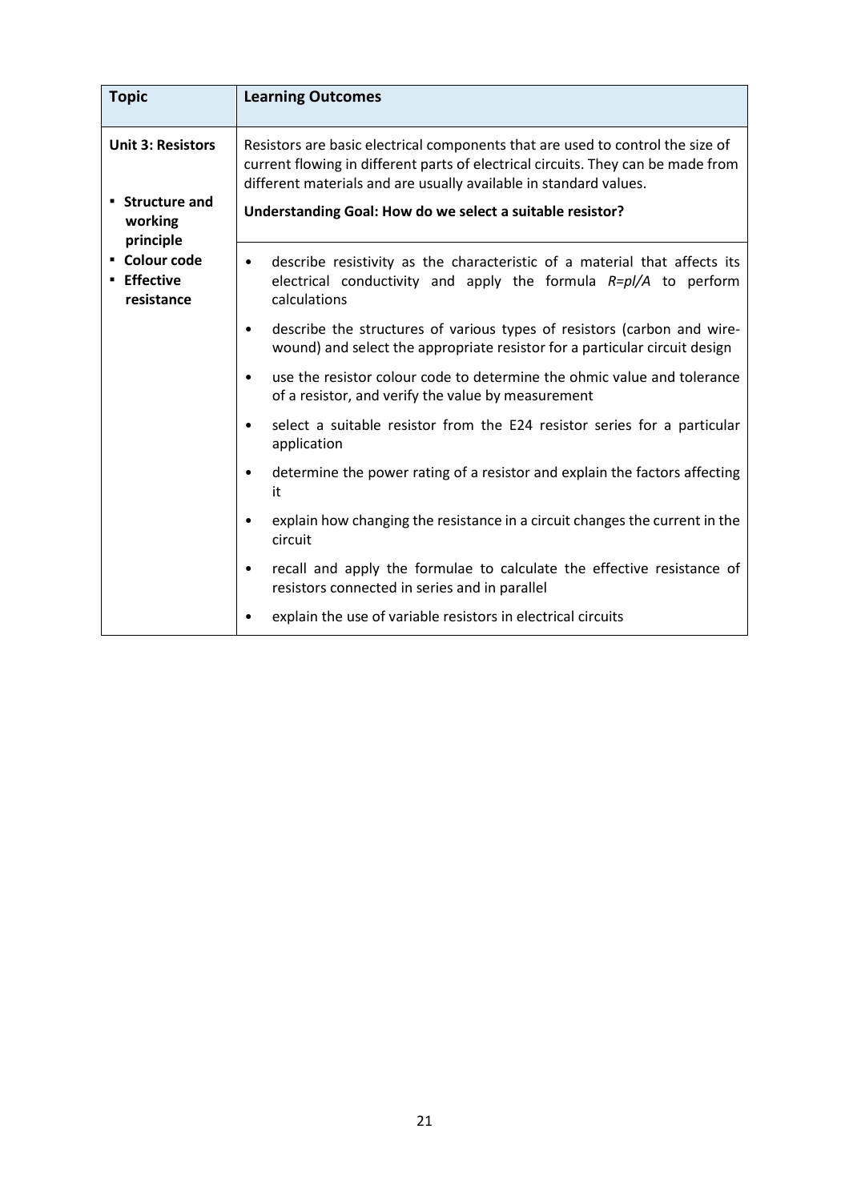| Topic | Learning Outcomes |
|---|---|
| **Unit 3: Resistors**<br><br>▪ **Structure and working principle**<br>▪ **Colour code**<br>▪ **Effective resistance** | Resistors are basic electrical components that are used to control the size of current flowing in different parts of electrical circuits. They can be made from different materials and are usually available in standard values.<br><br>**Understanding Goal: How do we select a suitable resistor?** |
| | • describe resistivity as the characteristic of a material that affects its electrical conductivity and apply the formula $R=\rho l/A$ to perform calculations<br>• describe the structures of various types of resistors (carbon and wire-wound) and select the appropriate resistor for a particular circuit design<br>• use the resistor colour code to determine the ohmic value and tolerance of a resistor, and verify the value by measurement<br>• select a suitable resistor from the E24 resistor series for a particular application<br>• determine the power rating of a resistor and explain the factors affecting it<br>• explain how changing the resistance in a circuit changes the current in the circuit<br>• recall and apply the formulae to calculate the effective resistance of resistors connected in series and in parallel<br>• explain the use of variable resistors in electrical circuits |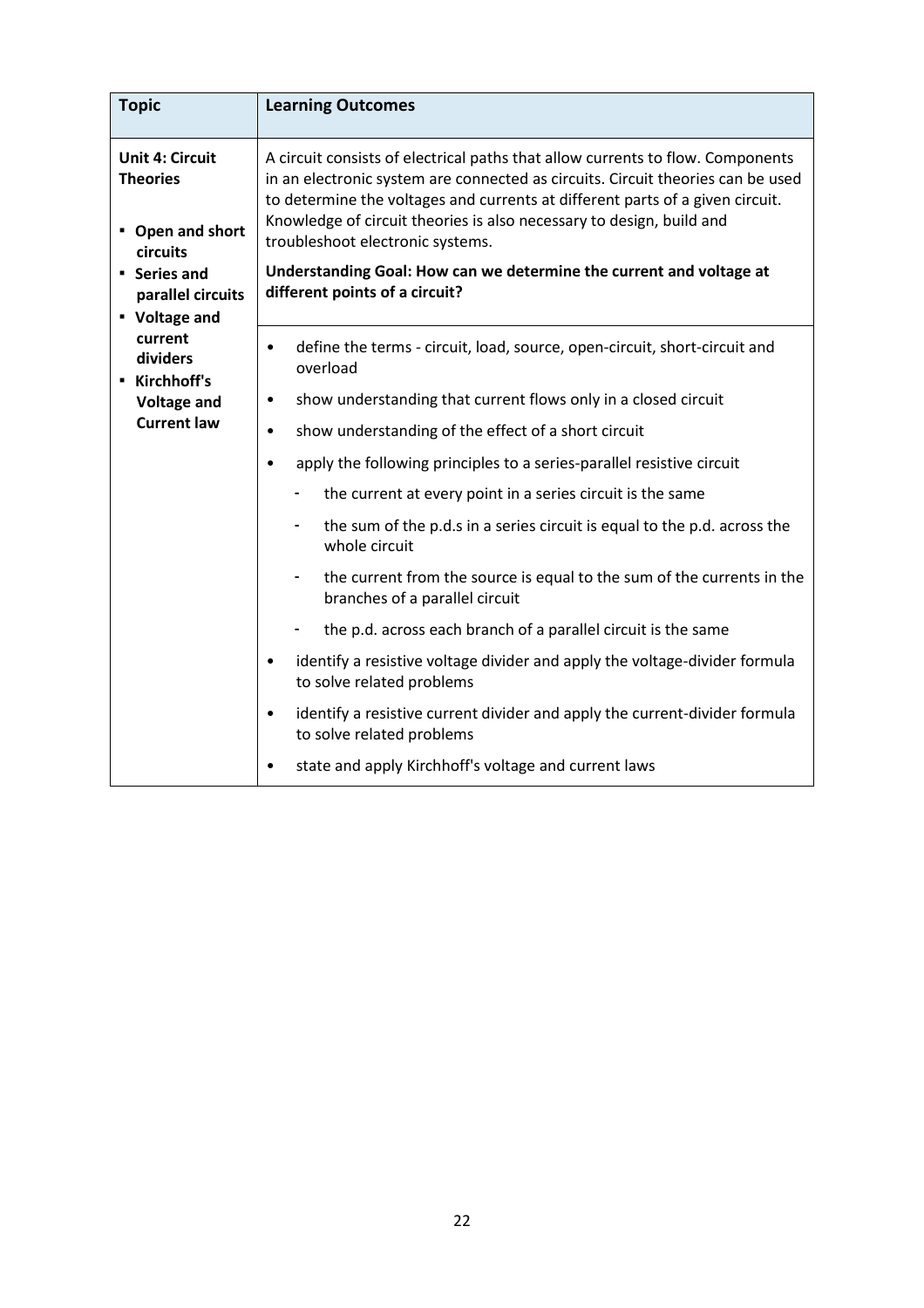| Topic | Learning Outcomes |
| --- | --- |
| **Unit 4: Circuit Theories**<br><br>▪ **Open and short circuits**<br>▪ **Series and parallel circuits**<br>▪ **Voltage and current dividers**<br>▪ **Kirchhoff's Voltage and Current law** | A circuit consists of electrical paths that allow currents to flow. Components in an electronic system are connected as circuits. Circuit theories can be used to determine the voltages and currents at different parts of a given circuit. Knowledge of circuit theories is also necessary to design, build and troubleshoot electronic systems.<br><br>**Understanding Goal: How can we determine the current and voltage at different points of a circuit?** |
| | • define the terms - circuit, load, source, open-circuit, short-circuit and overload<br>• show understanding that current flows only in a closed circuit<br>• show understanding of the effect of a short circuit<br>• apply the following principles to a series-parallel resistive circuit<br>&nbsp;&nbsp;&nbsp;&nbsp;- the current at every point in a series circuit is the same<br>&nbsp;&nbsp;&nbsp;&nbsp;- the sum of the p.d.s in a series circuit is equal to the p.d. across the whole circuit<br>&nbsp;&nbsp;&nbsp;&nbsp;- the current from the source is equal to the sum of the currents in the branches of a parallel circuit<br>&nbsp;&nbsp;&nbsp;&nbsp;- the p.d. across each branch of a parallel circuit is the same<br>• identify a resistive voltage divider and apply the voltage-divider formula to solve related problems<br>• identify a resistive current divider and apply the current-divider formula to solve related problems<br>• state and apply Kirchhoff's voltage and current laws |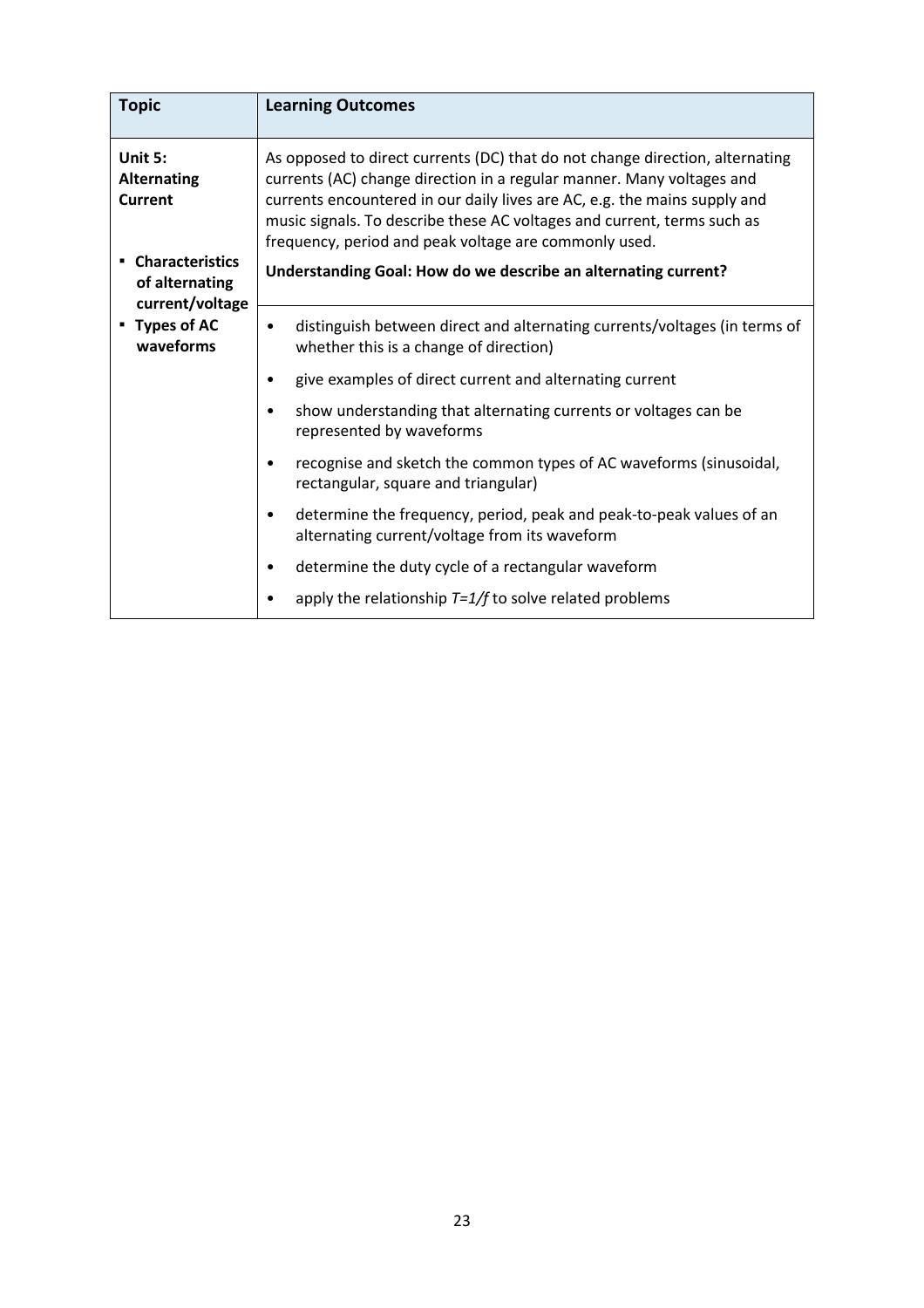| Topic | Learning Outcomes |
|---|---|
| **Unit 5: Alternating Current**<br><br>▪ **Characteristics of alternating current/voltage**<br>▪ **Types of AC waveforms** | As opposed to direct currents (DC) that do not change direction, alternating currents (AC) change direction in a regular manner. Many voltages and currents encountered in our daily lives are AC, e.g. the mains supply and music signals. To describe these AC voltages and current, terms such as frequency, period and peak voltage are commonly used.<br><br>**Understanding Goal: How do we describe an alternating current?** |
| | • distinguish between direct and alternating currents/voltages (in terms of whether this is a change of direction)<br>• give examples of direct current and alternating current<br>• show understanding that alternating currents or voltages can be represented by waveforms<br>• recognise and sketch the common types of AC waveforms (sinusoidal, rectangular, square and triangular)<br>• determine the frequency, period, peak and peak-to-peak values of an alternating current/voltage from its waveform<br>• determine the duty cycle of a rectangular waveform<br>• apply the relationship $T=1/f$ to solve related problems |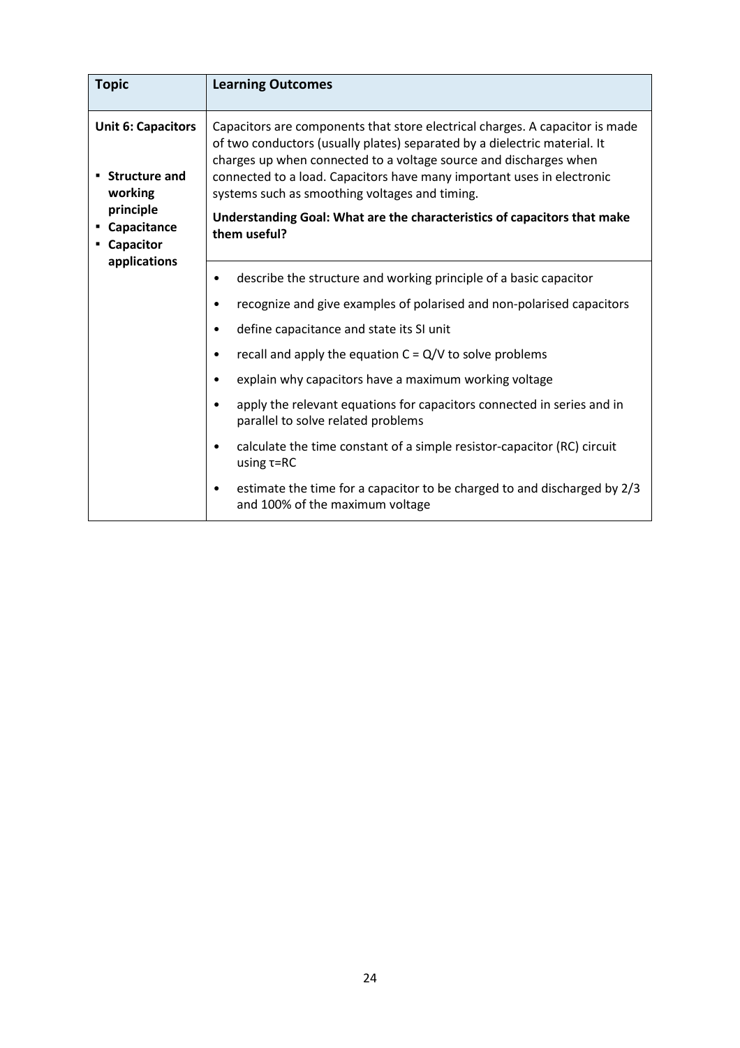| Topic | Learning Outcomes |
| --- | --- |
| **Unit 6: Capacitors**<br>▪ **Structure and working principle**<br>▪ **Capacitance**<br>▪ **Capacitor applications** | Capacitors are components that store electrical charges. A capacitor is made of two conductors (usually plates) separated by a dielectric material. It charges up when connected to a voltage source and discharges when connected to a load. Capacitors have many important uses in electronic systems such as smoothing voltages and timing.<br><br>**Understanding Goal: What are the characteristics of capacitors that make them useful?** |
| | • describe the structure and working principle of a basic capacitor<br>• recognize and give examples of polarised and non-polarised capacitors<br>• define capacitance and state its SI unit<br>• recall and apply the equation $C = Q/V$ to solve problems<br>• explain why capacitors have a maximum working voltage<br>• apply the relevant equations for capacitors connected in series and in parallel to solve related problems<br>• calculate the time constant of a simple resistor-capacitor (RC) circuit using $\tau = RC$<br>• estimate the time for a capacitor to be charged to and discharged by 2/3 and 100% of the maximum voltage |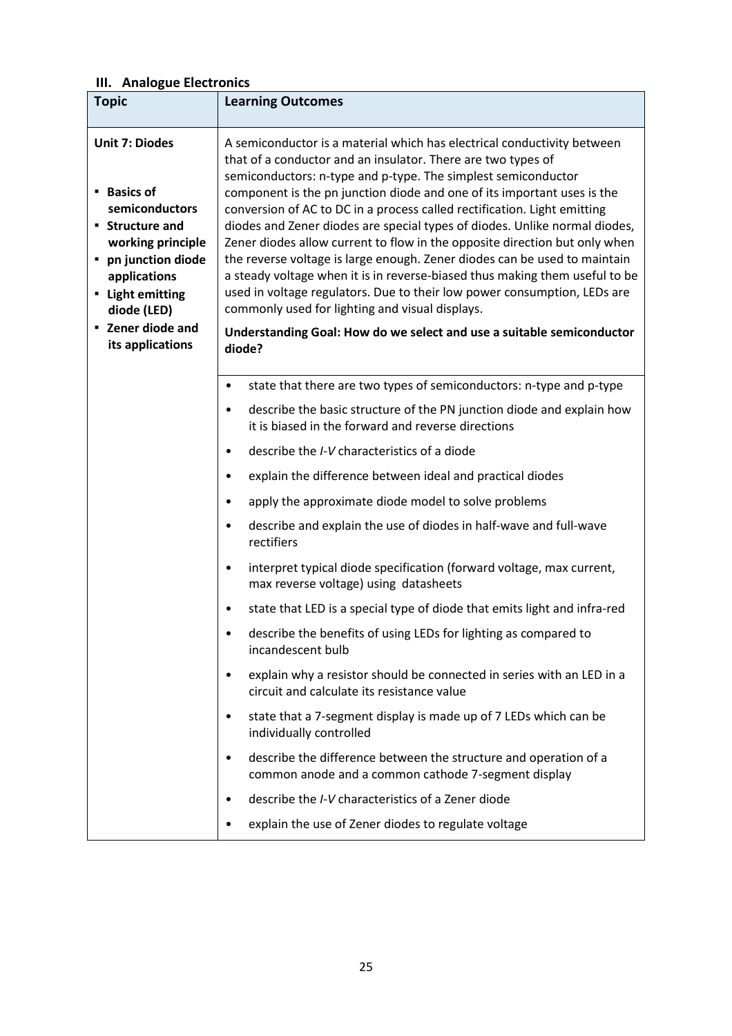## III. Analogue Electronics

| Topic | Learning Outcomes |
|---|---|
| **Unit 7: Diodes**<br><br>▪ **Basics of semiconductors**<br>▪ **Structure and working principle**<br>▪ **pn junction diode applications**<br>▪ **Light emitting diode (LED)**<br>▪ **Zener diode and its applications** | A semiconductor is a material which has electrical conductivity between that of a conductor and an insulator. There are two types of semiconductors: n-type and p-type. The simplest semiconductor component is the pn junction diode and one of its important uses is the conversion of AC to DC in a process called rectification. Light emitting diodes and Zener diodes are special types of diodes. Unlike normal diodes, Zener diodes allow current to flow in the opposite direction but only when the reverse voltage is large enough. Zener diodes can be used to maintain a steady voltage when it is in reverse-biased thus making them useful to be used in voltage regulators. Due to their low power consumption, LEDs are commonly used for lighting and visual displays.<br><br>**Understanding Goal: How do we select and use a suitable semiconductor diode?** |
| | • state that there are two types of semiconductors: n-type and p-type<br>• describe the basic structure of the PN junction diode and explain how it is biased in the forward and reverse directions<br>• describe the *I-V* characteristics of a diode<br>• explain the difference between ideal and practical diodes<br>• apply the approximate diode model to solve problems<br>• describe and explain the use of diodes in half-wave and full-wave rectifiers<br>• interpret typical diode specification (forward voltage, max current, max reverse voltage) using datasheets<br>• state that LED is a special type of diode that emits light and infra-red<br>• describe the benefits of using LEDs for lighting as compared to incandescent bulb<br>• explain why a resistor should be connected in series with an LED in a circuit and calculate its resistance value<br>• state that a 7-segment display is made up of 7 LEDs which can be individually controlled<br>• describe the difference between the structure and operation of a common anode and a common cathode 7-segment display<br>• describe the *I-V* characteristics of a Zener diode<br>• explain the use of Zener diodes to regulate voltage |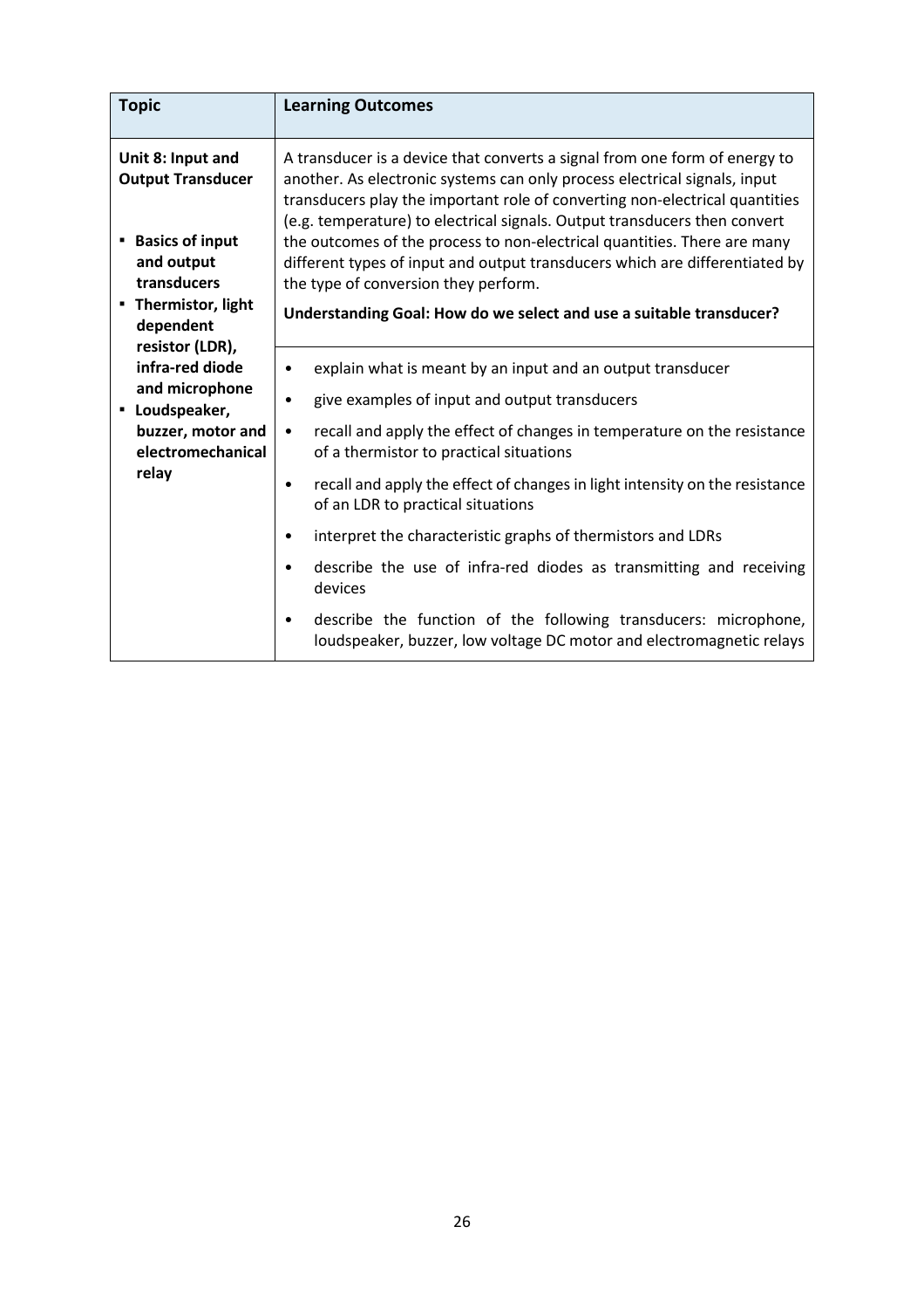| Topic | Learning Outcomes |
|---|---|
| **Unit 8: Input and Output Transducer**<br><br>▪ **Basics of input and output transducers**<br>▪ **Thermistor, light dependent resistor (LDR), infra-red diode and microphone**<br>▪ **Loudspeaker, buzzer, motor and electromechanical relay** | A transducer is a device that converts a signal from one form of energy to another. As electronic systems can only process electrical signals, input transducers play the important role of converting non-electrical quantities (e.g. temperature) to electrical signals. Output transducers then convert the outcomes of the process to non-electrical quantities. There are many different types of input and output transducers which are differentiated by the type of conversion they perform.<br><br>**Understanding Goal: How do we select and use a suitable transducer?** |
| | • explain what is meant by an input and an output transducer<br>• give examples of input and output transducers<br>• recall and apply the effect of changes in temperature on the resistance of a thermistor to practical situations<br>• recall and apply the effect of changes in light intensity on the resistance of an LDR to practical situations<br>• interpret the characteristic graphs of thermistors and LDRs<br>• describe the use of infra-red diodes as transmitting and receiving devices<br>• describe the function of the following transducers: microphone, loudspeaker, buzzer, low voltage DC motor and electromagnetic relays |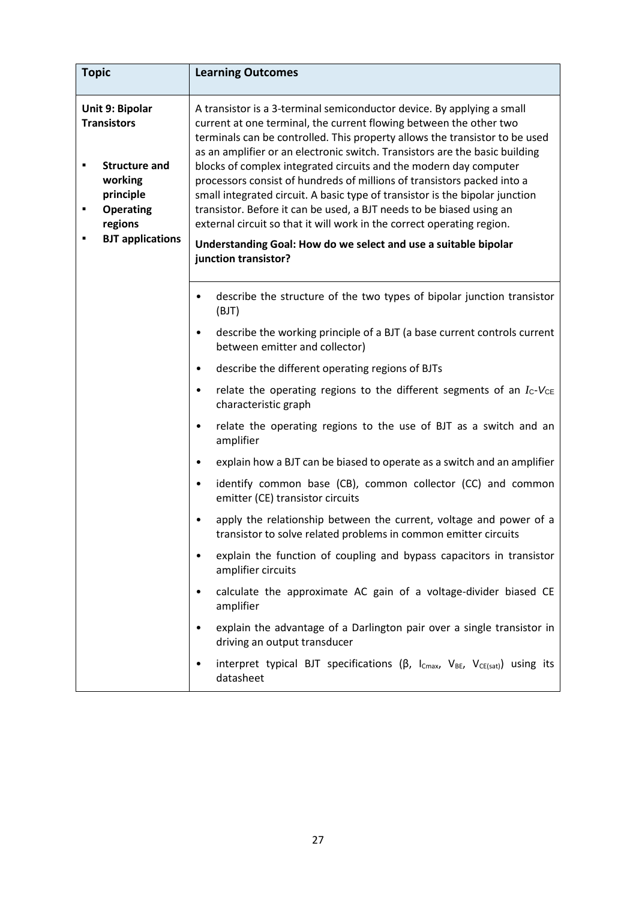| Topic | Learning Outcomes |
|---|---|
| **Unit 9: Bipolar Transistors**<br><br>▪ **Structure and working principle**<br>▪ **Operating regions**<br>▪ **BJT applications** | A transistor is a 3-terminal semiconductor device. By applying a small current at one terminal, the current flowing between the other two terminals can be controlled. This property allows the transistor to be used as an amplifier or an electronic switch. Transistors are the basic building blocks of complex integrated circuits and the modern day computer processors consist of hundreds of millions of transistors packed into a small integrated circuit. A basic type of transistor is the bipolar junction transistor. Before it can be used, a BJT needs to be biased using an external circuit so that it will work in the correct operating region.<br><br>**Understanding Goal: How do we select and use a suitable bipolar junction transistor?** |
| | • describe the structure of the two types of bipolar junction transistor (BJT)<br>• describe the working principle of a BJT (a base current controls current between emitter and collector)<br>• describe the different operating regions of BJTs<br>• relate the operating regions to the different segments of an $I_C$-$V_{CE}$ characteristic graph<br>• relate the operating regions to the use of BJT as a switch and an amplifier<br>• explain how a BJT can be biased to operate as a switch and an amplifier<br>• identify common base (CB), common collector (CC) and common emitter (CE) transistor circuits<br>• apply the relationship between the current, voltage and power of a transistor to solve related problems in common emitter circuits<br>• explain the function of coupling and bypass capacitors in transistor amplifier circuits<br>• calculate the approximate AC gain of a voltage-divider biased CE amplifier<br>• explain the advantage of a Darlington pair over a single transistor in driving an output transducer<br>• interpret typical BJT specifications ($\beta$, $I_{Cmax}$, $V_{BE}$, $V_{CE(sat)}$) using its datasheet |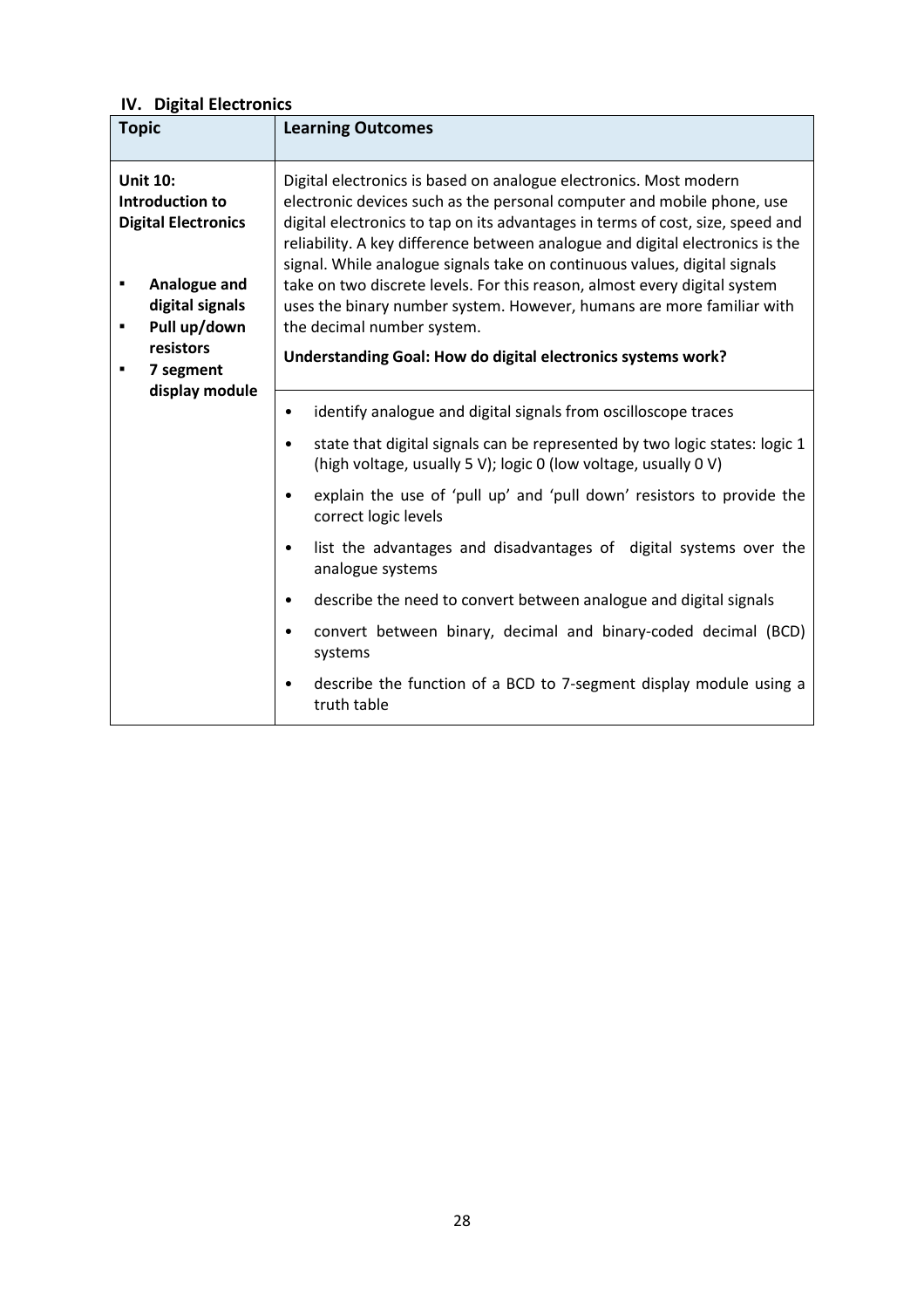## IV. Digital Electronics

| Topic | Learning Outcomes |
|---|---|
| **Unit 10: Introduction to Digital Electronics**<br><br>▪ **Analogue and digital signals**<br>▪ **Pull up/down resistors**<br>▪ **7 segment display module** | Digital electronics is based on analogue electronics. Most modern electronic devices such as the personal computer and mobile phone, use digital electronics to tap on its advantages in terms of cost, size, speed and reliability. A key difference between analogue and digital electronics is the signal. While analogue signals take on continuous values, digital signals take on two discrete levels. For this reason, almost every digital system uses the binary number system. However, humans are more familiar with the decimal number system.<br><br>**Understanding Goal: How do digital electronics systems work?** |
| | • identify analogue and digital signals from oscilloscope traces<br>• state that digital signals can be represented by two logic states: logic 1 (high voltage, usually 5 V); logic 0 (low voltage, usually 0 V)<br>• explain the use of 'pull up' and 'pull down' resistors to provide the correct logic levels<br>• list the advantages and disadvantages of digital systems over the analogue systems<br>• describe the need to convert between analogue and digital signals<br>• convert between binary, decimal and binary-coded decimal (BCD) systems<br>• describe the function of a BCD to 7-segment display module using a truth table |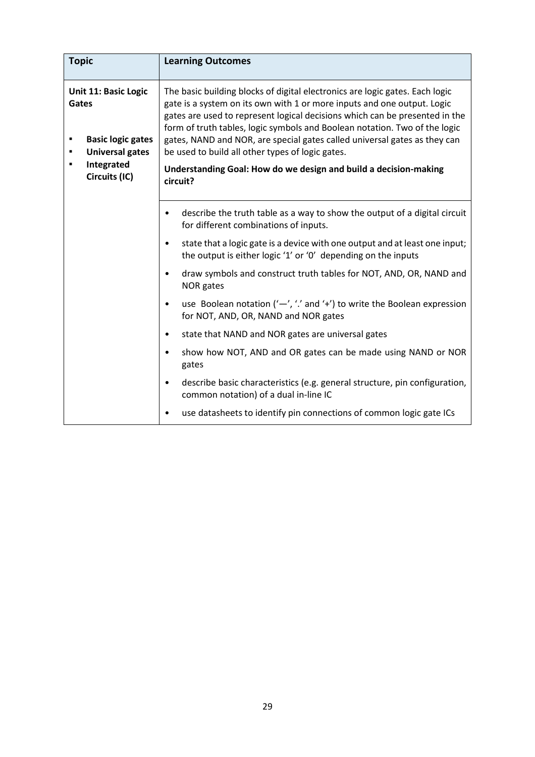| Topic | Learning Outcomes |
| --- | --- |
| **Unit 11: Basic Logic Gates**<br><br>▪ **Basic logic gates**<br>▪ **Universal gates**<br>▪ **Integrated Circuits (IC)** | The basic building blocks of digital electronics are logic gates. Each logic gate is a system on its own with 1 or more inputs and one output. Logic gates are used to represent logical decisions which can be presented in the form of truth tables, logic symbols and Boolean notation. Two of the logic gates, NAND and NOR, are special gates called universal gates as they can be used to build all other types of logic gates.<br><br>**Understanding Goal: How do we design and build a decision-making circuit?** |
| | • describe the truth table as a way to show the output of a digital circuit for different combinations of inputs.<br>• state that a logic gate is a device with one output and at least one input; the output is either logic '1' or '0' depending on the inputs<br>• draw symbols and construct truth tables for NOT, AND, OR, NAND and NOR gates<br>• use Boolean notation ('—', '.' and '+') to write the Boolean expression for NOT, AND, OR, NAND and NOR gates<br>• state that NAND and NOR gates are universal gates<br>• show how NOT, AND and OR gates can be made using NAND or NOR gates<br>• describe basic characteristics (e.g. general structure, pin configuration, common notation) of a dual in-line IC<br>• use datasheets to identify pin connections of common logic gate ICs |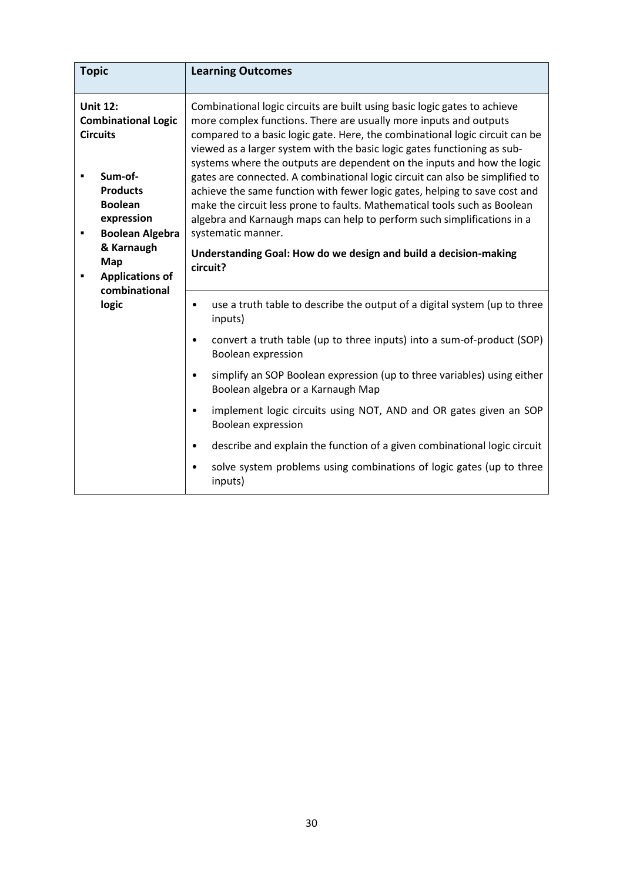| Topic | Learning Outcomes |
| --- | --- |
| **Unit 12: Combinational Logic Circuits**<br><br>▪ **Sum-of-Products Boolean expression**<br>▪ **Boolean Algebra & Karnaugh Map**<br>▪ **Applications of combinational logic** | Combinational logic circuits are built using basic logic gates to achieve more complex functions. There are usually more inputs and outputs compared to a basic logic gate. Here, the combinational logic circuit can be viewed as a larger system with the basic logic gates functioning as sub-systems where the outputs are dependent on the inputs and how the logic gates are connected. A combinational logic circuit can also be simplified to achieve the same function with fewer logic gates, helping to save cost and make the circuit less prone to faults. Mathematical tools such as Boolean algebra and Karnaugh maps can help to perform such simplifications in a systematic manner.<br><br>**Understanding Goal: How do we design and build a decision-making circuit?** |
| | • use a truth table to describe the output of a digital system (up to three inputs)<br>• convert a truth table (up to three inputs) into a sum-of-product (SOP) Boolean expression<br>• simplify an SOP Boolean expression (up to three variables) using either Boolean algebra or a Karnaugh Map<br>• implement logic circuits using NOT, AND and OR gates given an SOP Boolean expression<br>• describe and explain the function of a given combinational logic circuit<br>• solve system problems using combinations of logic gates (up to three inputs) |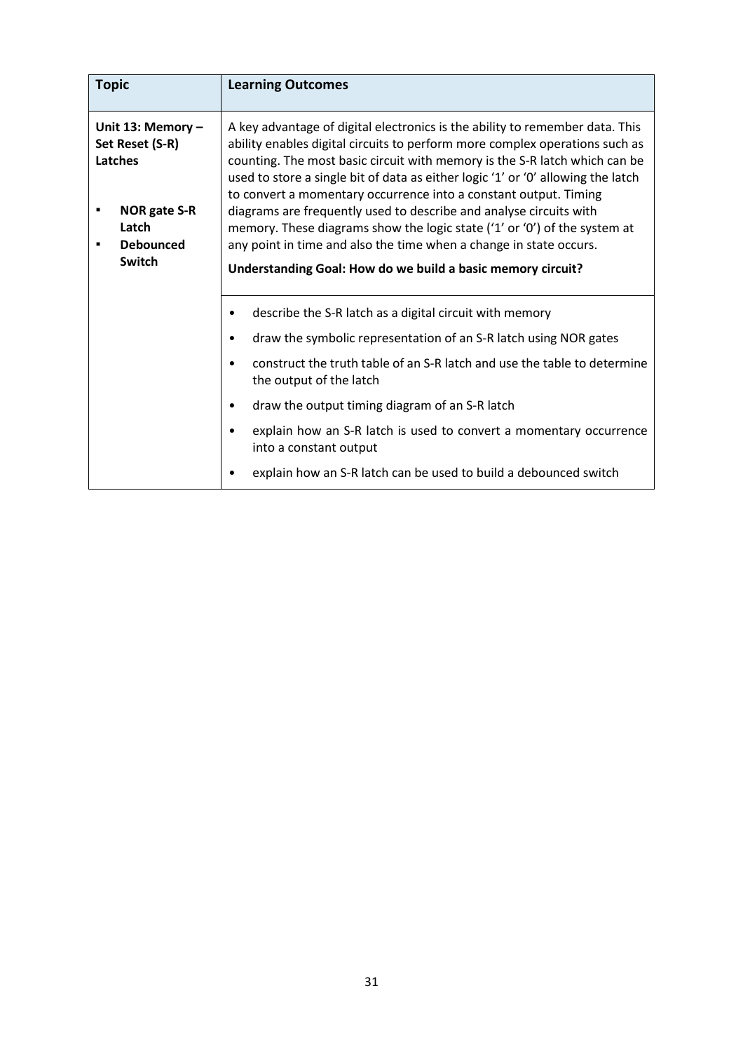| Topic | Learning Outcomes |
|---|---|
| **Unit 13: Memory – Set Reset (S-R) Latches**<br><br>▪ **NOR gate S-R Latch**<br>▪ **Debounced Switch** | A key advantage of digital electronics is the ability to remember data. This ability enables digital circuits to perform more complex operations such as counting. The most basic circuit with memory is the S-R latch which can be used to store a single bit of data as either logic '1' or '0' allowing the latch to convert a momentary occurrence into a constant output. Timing diagrams are frequently used to describe and analyse circuits with memory. These diagrams show the logic state ('1' or '0') of the system at any point in time and also the time when a change in state occurs.<br><br>**Understanding Goal: How do we build a basic memory circuit?** |
| | • describe the S-R latch as a digital circuit with memory<br>• draw the symbolic representation of an S-R latch using NOR gates<br>• construct the truth table of an S-R latch and use the table to determine the output of the latch<br>• draw the output timing diagram of an S-R latch<br>• explain how an S-R latch is used to convert a momentary occurrence into a constant output<br>• explain how an S-R latch can be used to build a debounced switch |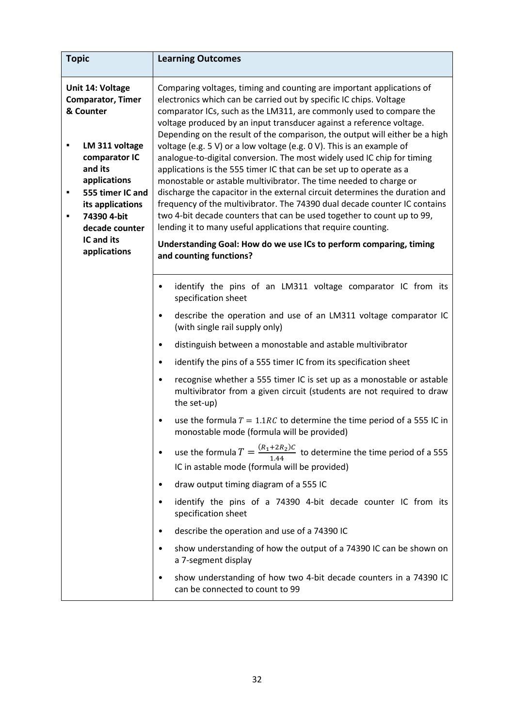| Topic | Learning Outcomes |
| --- | --- |
| **Unit 14: Voltage Comparator, Timer & Counter**<br><br>▪ **LM 311 voltage comparator IC and its applications**<br>▪ **555 timer IC and its applications**<br>▪ **74390 4-bit decade counter IC and its applications** | Comparing voltages, timing and counting are important applications of electronics which can be carried out by specific IC chips. Voltage comparator ICs, such as the LM311, are commonly used to compare the voltage produced by an input transducer against a reference voltage. Depending on the result of the comparison, the output will either be a high voltage (e.g. 5 V) or a low voltage (e.g. 0 V). This is an example of analogue-to-digital conversion. The most widely used IC chip for timing applications is the 555 timer IC that can be set up to operate as a monostable or astable multivibrator. The time needed to charge or discharge the capacitor in the external circuit determines the duration and frequency of the multivibrator. The 74390 dual decade counter IC contains two 4-bit decade counters that can be used together to count up to 99, lending it to many useful applications that require counting.<br><br>**Understanding Goal: How do we use ICs to perform comparing, timing and counting functions?** |
| | • identify the pins of an LM311 voltage comparator IC from its specification sheet<br>• describe the operation and use of an LM311 voltage comparator IC (with single rail supply only)<br>• distinguish between a monostable and astable multivibrator<br>• identify the pins of a 555 timer IC from its specification sheet<br>• recognise whether a 555 timer IC is set up as a monostable or astable multivibrator from a given circuit (students are not required to draw the set-up)<br>• use the formula $T = 1.1RC$ to determine the time period of a 555 IC in monostable mode (formula will be provided)<br>• use the formula $T = \frac{(R_1+2R_2)C}{1.44}$ to determine the time period of a 555 IC in astable mode (formula will be provided)<br>• draw output timing diagram of a 555 IC<br>• identify the pins of a 74390 4-bit decade counter IC from its specification sheet<br>• describe the operation and use of a 74390 IC<br>• show understanding of how the output of a 74390 IC can be shown on a 7-segment display<br>• show understanding of how two 4-bit decade counters in a 74390 IC can be connected to count to 99 |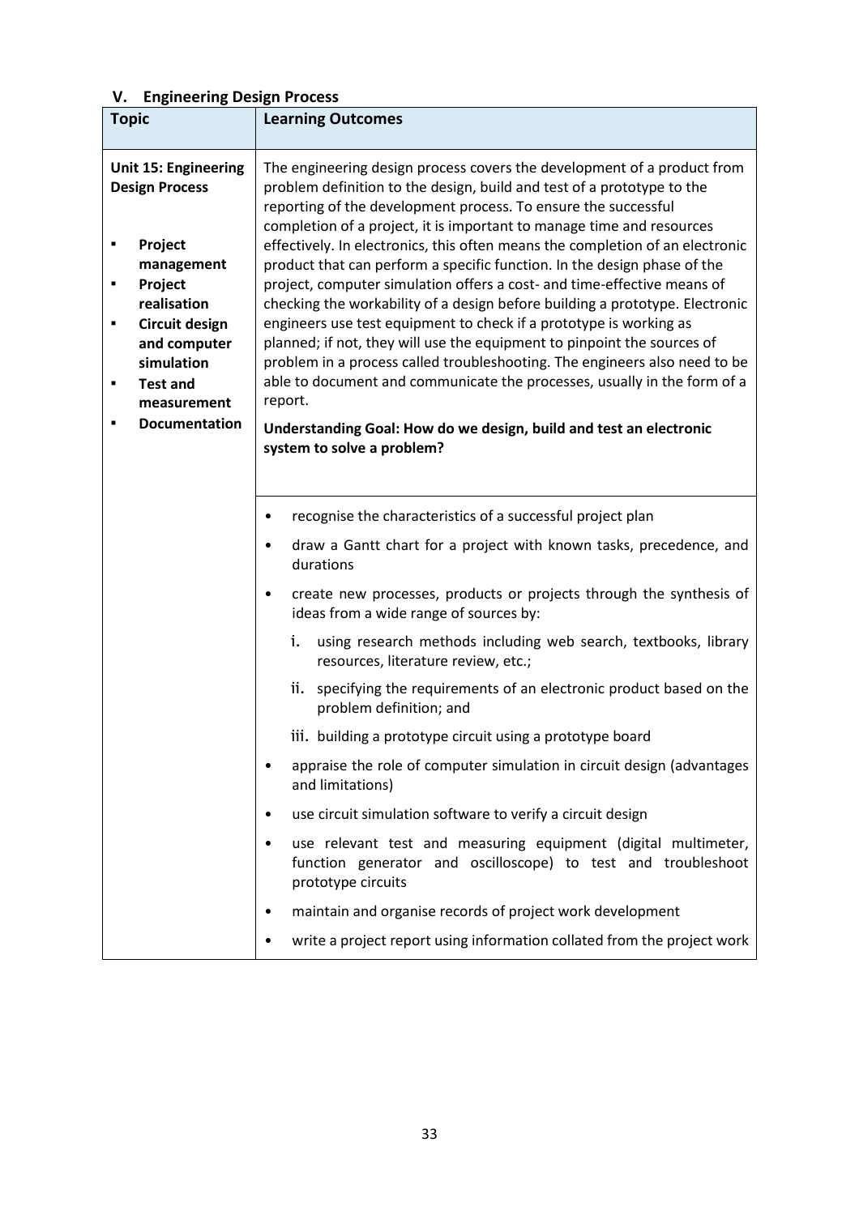## V. Engineering Design Process

| Topic | Learning Outcomes |
|---|---|
| **Unit 15: Engineering Design Process**<br><br>▪ **Project management**<br>▪ **Project realisation**<br>▪ **Circuit design and computer simulation**<br>▪ **Test and measurement**<br>▪ **Documentation** | The engineering design process covers the development of a product from problem definition to the design, build and test of a prototype to the reporting of the development process. To ensure the successful completion of a project, it is important to manage time and resources effectively. In electronics, this often means the completion of an electronic product that can perform a specific function. In the design phase of the project, computer simulation offers a cost- and time-effective means of checking the workability of a design before building a prototype. Electronic engineers use test equipment to check if a prototype is working as planned; if not, they will use the equipment to pinpoint the sources of problem in a process called troubleshooting. The engineers also need to be able to document and communicate the processes, usually in the form of a report.<br><br>**Understanding Goal: How do we design, build and test an electronic system to solve a problem?** |
| | • recognise the characteristics of a successful project plan<br>• draw a Gantt chart for a project with known tasks, precedence, and durations<br>• create new processes, products or projects through the synthesis of ideas from a wide range of sources by:<br>&nbsp;&nbsp;i. using research methods including web search, textbooks, library resources, literature review, etc.;<br>&nbsp;&nbsp;ii. specifying the requirements of an electronic product based on the problem definition; and<br>&nbsp;&nbsp;iii. building a prototype circuit using a prototype board<br>• appraise the role of computer simulation in circuit design (advantages and limitations)<br>• use circuit simulation software to verify a circuit design<br>• use relevant test and measuring equipment (digital multimeter, function generator and oscilloscope) to test and troubleshoot prototype circuits<br>• maintain and organise records of project work development<br>• write a project report using information collated from the project work |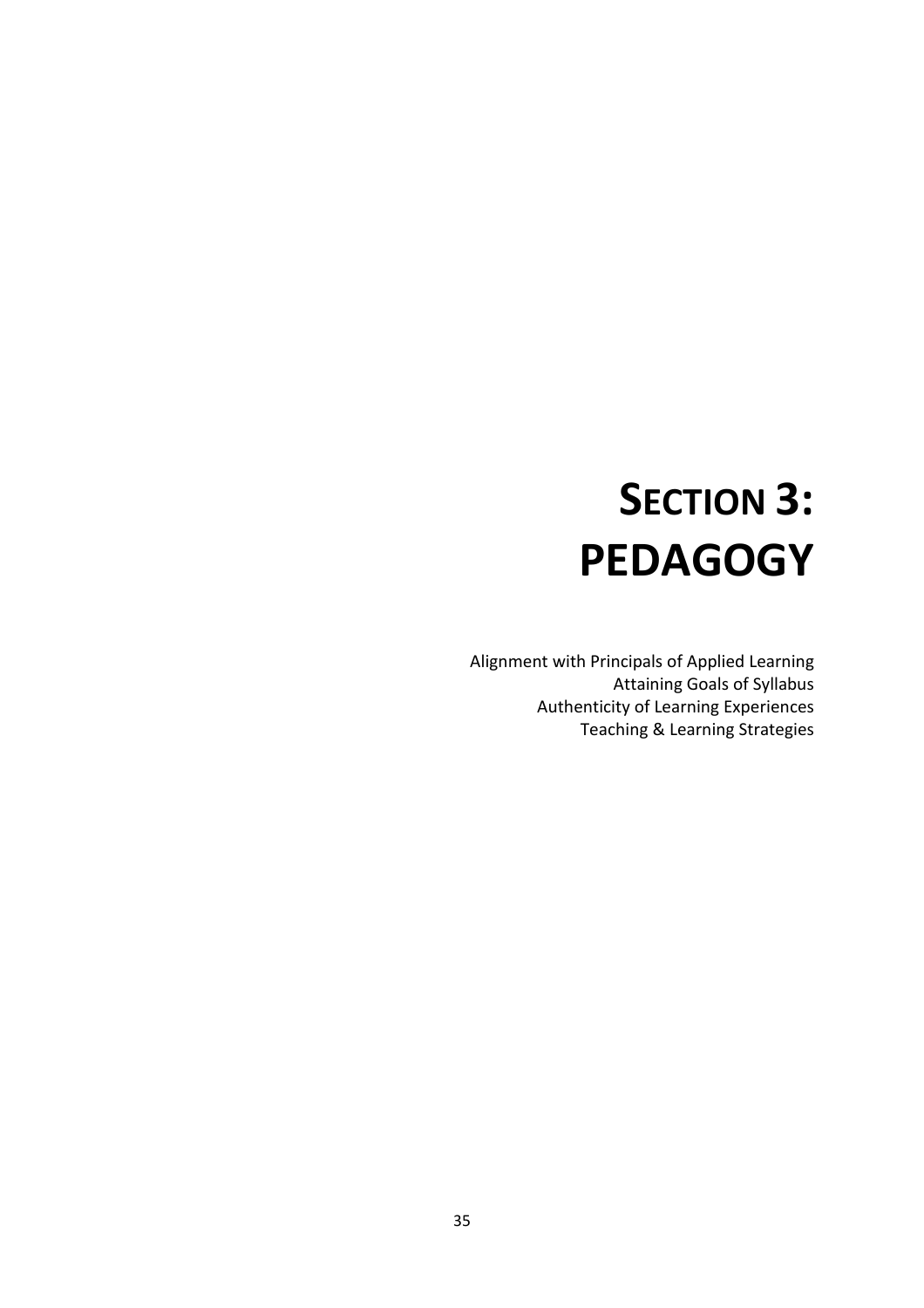# SECTION 3: PEDAGOGY

Alignment with Principals of Applied Learning
Attaining Goals of Syllabus
Authenticity of Learning Experiences
Teaching & Learning Strategies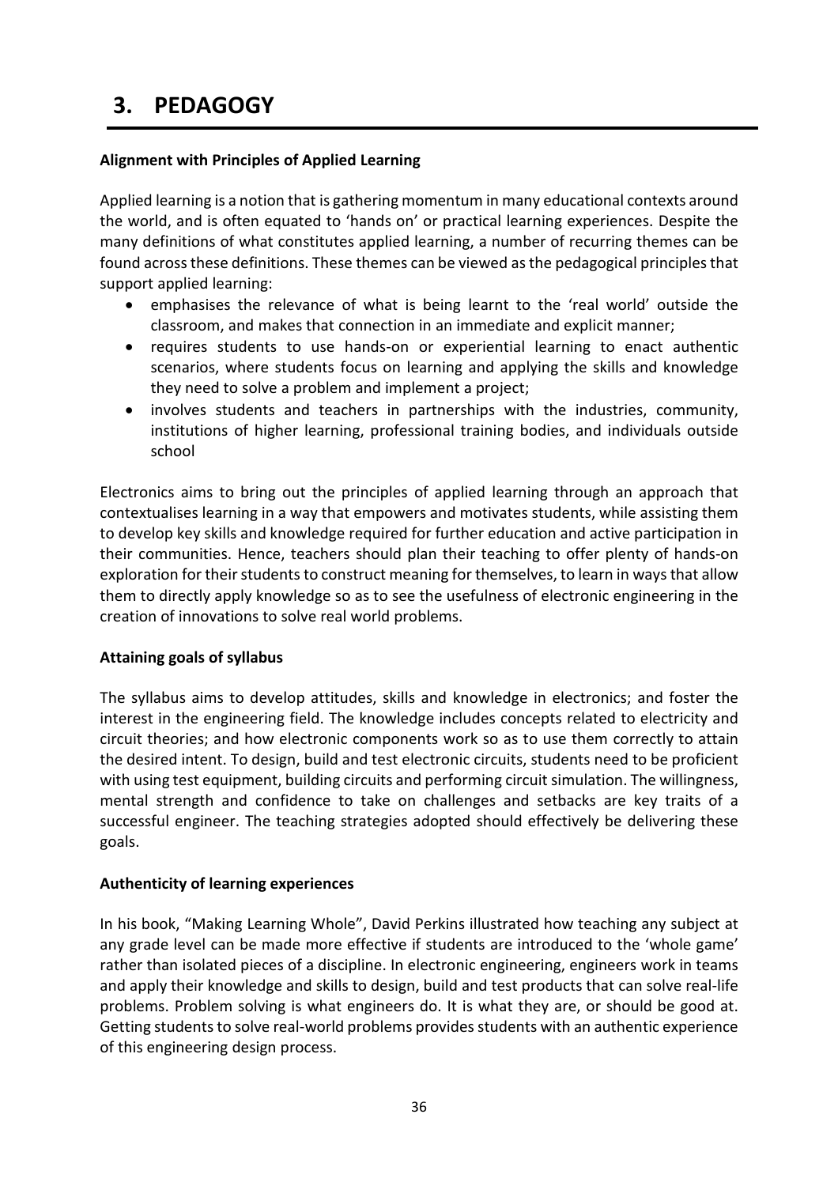# 3. PEDAGOGY

**Alignment with Principles of Applied Learning**

Applied learning is a notion that is gathering momentum in many educational contexts around the world, and is often equated to 'hands on' or practical learning experiences. Despite the many definitions of what constitutes applied learning, a number of recurring themes can be found across these definitions. These themes can be viewed as the pedagogical principles that support applied learning:

- emphasises the relevance of what is being learnt to the 'real world' outside the classroom, and makes that connection in an immediate and explicit manner;
- requires students to use hands-on or experiential learning to enact authentic scenarios, where students focus on learning and applying the skills and knowledge they need to solve a problem and implement a project;
- involves students and teachers in partnerships with the industries, community, institutions of higher learning, professional training bodies, and individuals outside school

Electronics aims to bring out the principles of applied learning through an approach that contextualises learning in a way that empowers and motivates students, while assisting them to develop key skills and knowledge required for further education and active participation in their communities. Hence, teachers should plan their teaching to offer plenty of hands-on exploration for their students to construct meaning for themselves, to learn in ways that allow them to directly apply knowledge so as to see the usefulness of electronic engineering in the creation of innovations to solve real world problems.

**Attaining goals of syllabus**

The syllabus aims to develop attitudes, skills and knowledge in electronics; and foster the interest in the engineering field. The knowledge includes concepts related to electricity and circuit theories; and how electronic components work so as to use them correctly to attain the desired intent. To design, build and test electronic circuits, students need to be proficient with using test equipment, building circuits and performing circuit simulation. The willingness, mental strength and confidence to take on challenges and setbacks are key traits of a successful engineer. The teaching strategies adopted should effectively be delivering these goals.

**Authenticity of learning experiences**

In his book, "Making Learning Whole", David Perkins illustrated how teaching any subject at any grade level can be made more effective if students are introduced to the 'whole game' rather than isolated pieces of a discipline. In electronic engineering, engineers work in teams and apply their knowledge and skills to design, build and test products that can solve real-life problems. Problem solving is what engineers do. It is what they are, or should be good at. Getting students to solve real-world problems provides students with an authentic experience of this engineering design process.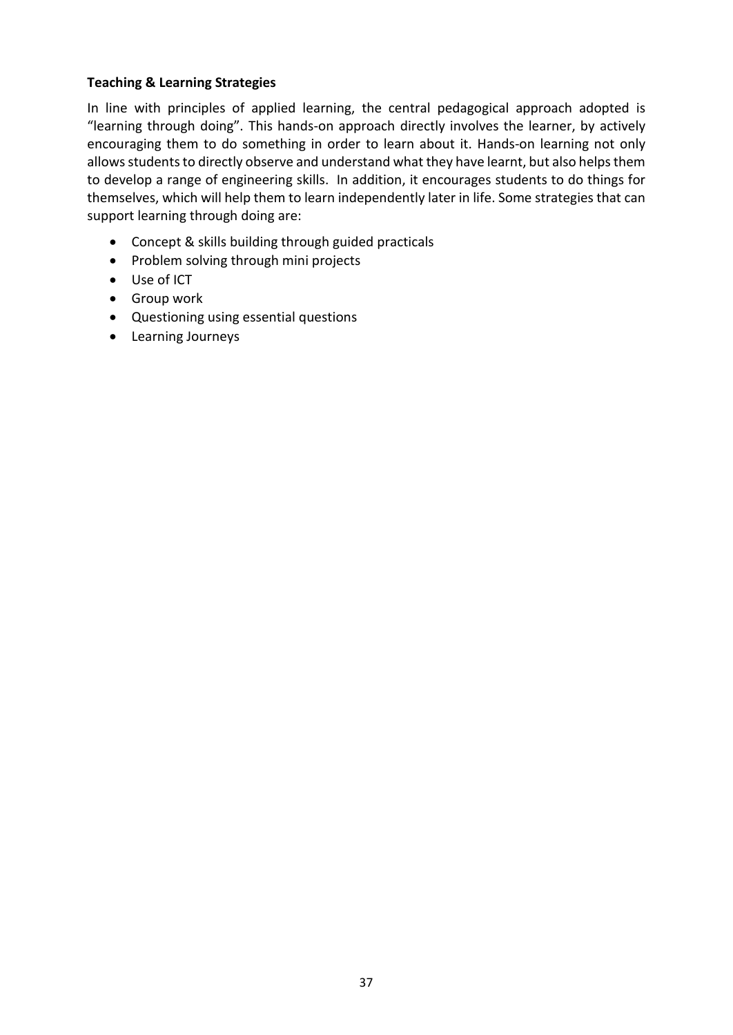**Teaching & Learning Strategies**

In line with principles of applied learning, the central pedagogical approach adopted is "learning through doing". This hands-on approach directly involves the learner, by actively encouraging them to do something in order to learn about it. Hands-on learning not only allows students to directly observe and understand what they have learnt, but also helps them to develop a range of engineering skills. In addition, it encourages students to do things for themselves, which will help them to learn independently later in life. Some strategies that can support learning through doing are:

- Concept & skills building through guided practicals
- Problem solving through mini projects
- Use of ICT
- Group work
- Questioning using essential questions
- Learning Journeys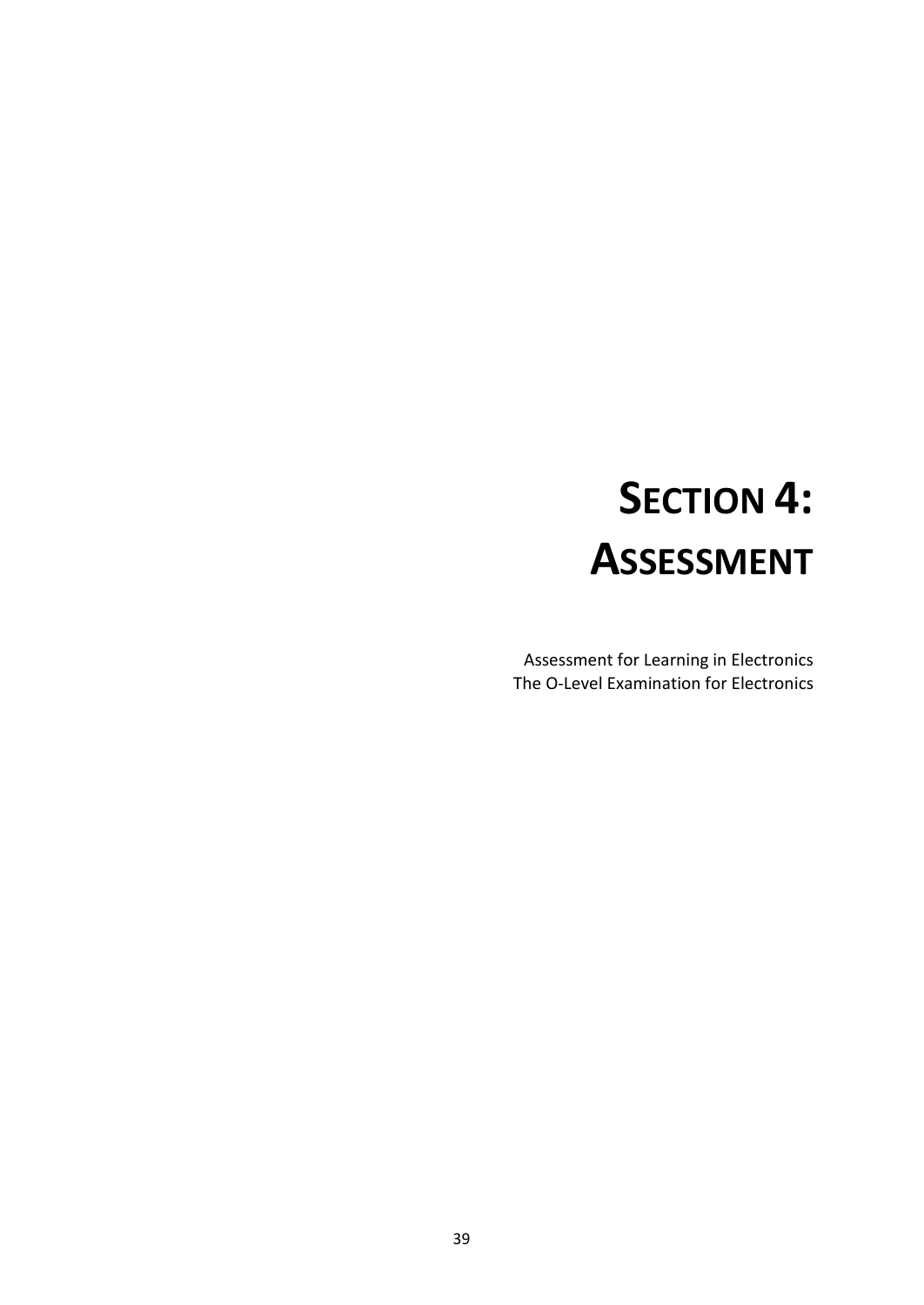# SECTION 4: ASSESSMENT

Assessment for Learning in Electronics
The O-Level Examination for Electronics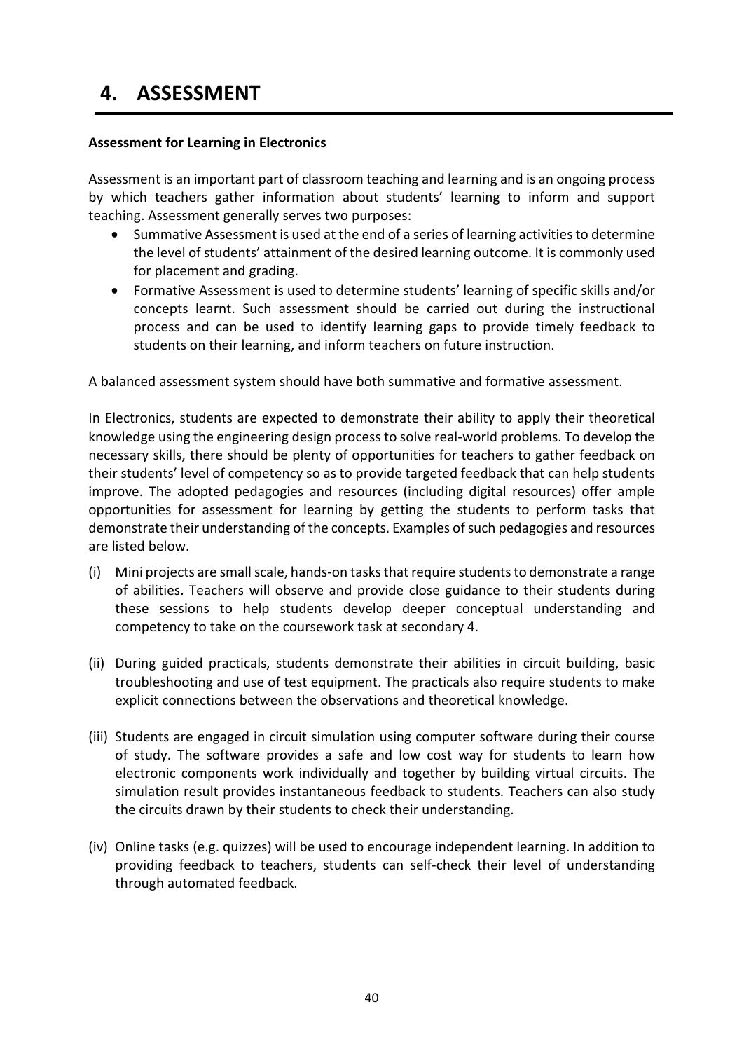# 4. ASSESSMENT

**Assessment for Learning in Electronics**

Assessment is an important part of classroom teaching and learning and is an ongoing process by which teachers gather information about students' learning to inform and support teaching. Assessment generally serves two purposes:

- Summative Assessment is used at the end of a series of learning activities to determine the level of students' attainment of the desired learning outcome. It is commonly used for placement and grading.
- Formative Assessment is used to determine students' learning of specific skills and/or concepts learnt. Such assessment should be carried out during the instructional process and can be used to identify learning gaps to provide timely feedback to students on their learning, and inform teachers on future instruction.

A balanced assessment system should have both summative and formative assessment.

In Electronics, students are expected to demonstrate their ability to apply their theoretical knowledge using the engineering design process to solve real-world problems. To develop the necessary skills, there should be plenty of opportunities for teachers to gather feedback on their students' level of competency so as to provide targeted feedback that can help students improve. The adopted pedagogies and resources (including digital resources) offer ample opportunities for assessment for learning by getting the students to perform tasks that demonstrate their understanding of the concepts. Examples of such pedagogies and resources are listed below.

(i) Mini projects are small scale, hands-on tasks that require students to demonstrate a range of abilities. Teachers will observe and provide close guidance to their students during these sessions to help students develop deeper conceptual understanding and competency to take on the coursework task at secondary 4.

(ii) During guided practicals, students demonstrate their abilities in circuit building, basic troubleshooting and use of test equipment. The practicals also require students to make explicit connections between the observations and theoretical knowledge.

(iii) Students are engaged in circuit simulation using computer software during their course of study. The software provides a safe and low cost way for students to learn how electronic components work individually and together by building virtual circuits. The simulation result provides instantaneous feedback to students. Teachers can also study the circuits drawn by their students to check their understanding.

(iv) Online tasks (e.g. quizzes) will be used to encourage independent learning. In addition to providing feedback to teachers, students can self-check their level of understanding through automated feedback.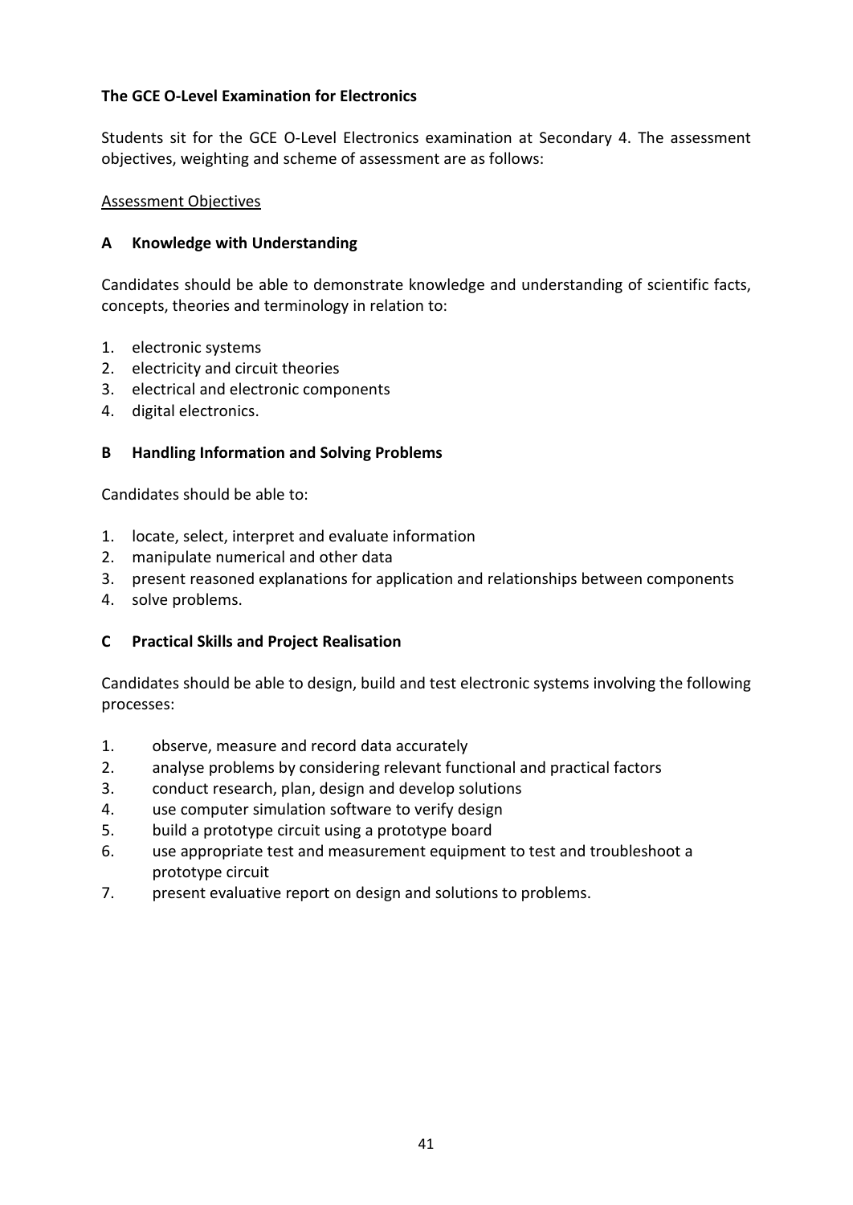**The GCE O-Level Examination for Electronics**

Students sit for the GCE O-Level Electronics examination at Secondary 4. The assessment objectives, weighting and scheme of assessment are as follows:

<u>Assessment Objectives</u>

**A Knowledge with Understanding**

Candidates should be able to demonstrate knowledge and understanding of scientific facts, concepts, theories and terminology in relation to:

1. electronic systems
2. electricity and circuit theories
3. electrical and electronic components
4. digital electronics.

**B Handling Information and Solving Problems**

Candidates should be able to:

1. locate, select, interpret and evaluate information
2. manipulate numerical and other data
3. present reasoned explanations for application and relationships between components
4. solve problems.

**C Practical Skills and Project Realisation**

Candidates should be able to design, build and test electronic systems involving the following processes:

1. observe, measure and record data accurately
2. analyse problems by considering relevant functional and practical factors
3. conduct research, plan, design and develop solutions
4. use computer simulation software to verify design
5. build a prototype circuit using a prototype board
6. use appropriate test and measurement equipment to test and troubleshoot a prototype circuit
7. present evaluative report on design and solutions to problems.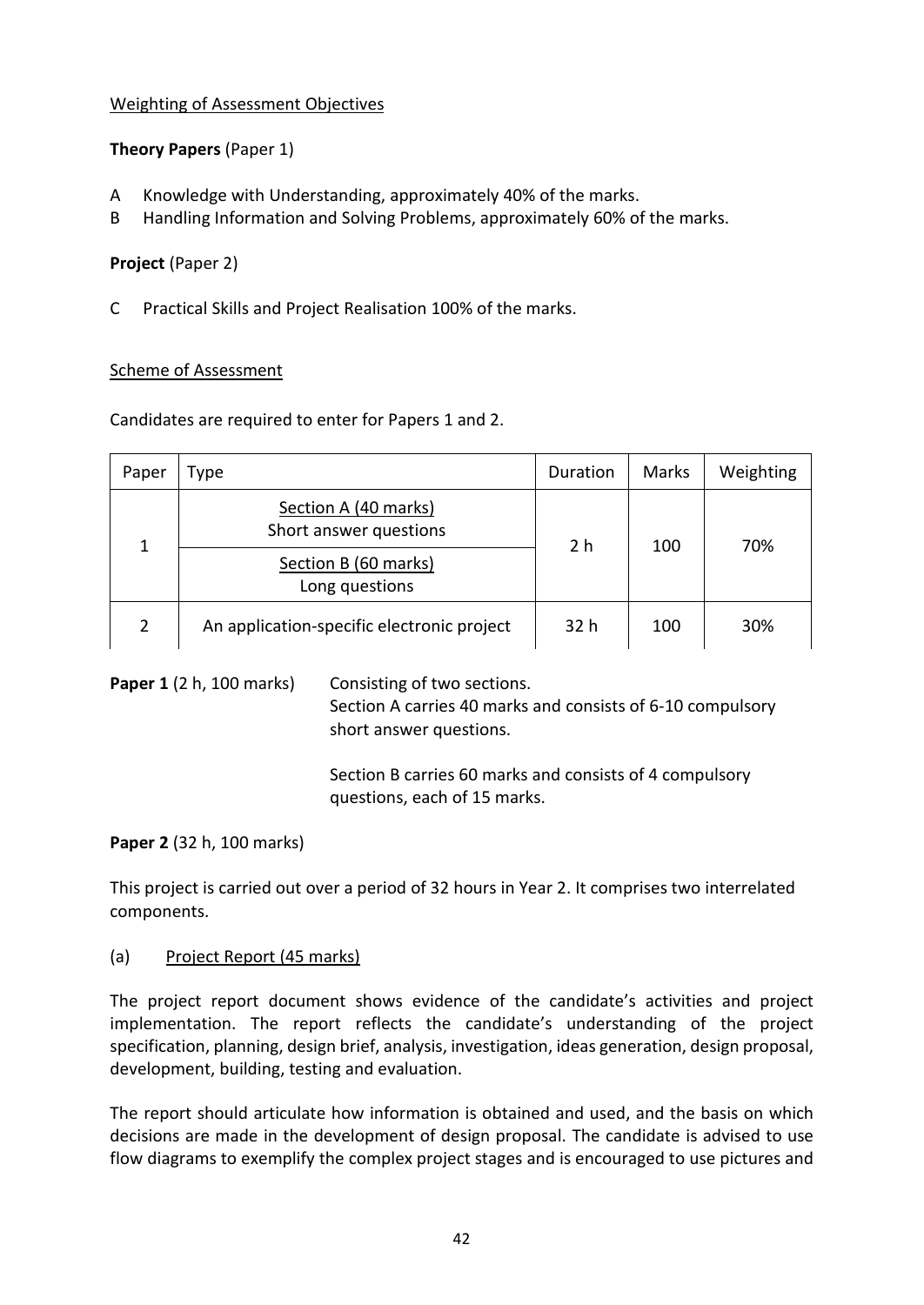<u>Weighting of Assessment Objectives</u>

**Theory Papers** (Paper 1)

A Knowledge with Understanding, approximately 40% of the marks.
B Handling Information and Solving Problems, approximately 60% of the marks.

**Project** (Paper 2)

C Practical Skills and Project Realisation 100% of the marks.

<u>Scheme of Assessment</u>

Candidates are required to enter for Papers 1 and 2.

| Paper | Type | Duration | Marks | Weighting |
|---|---|---|---|---|
| 1 | <u>Section A (40 marks)</u> Short answer questions | 2 h | 100 | 70% |
| | <u>Section B (60 marks)</u> Long questions | | | |
| 2 | An application-specific electronic project | 32 h | 100 | 30% |

**Paper 1** (2 h, 100 marks) Consisting of two sections.
Section A carries 40 marks and consists of 6-10 compulsory short answer questions.

Section B carries 60 marks and consists of 4 compulsory questions, each of 15 marks.

**Paper 2** (32 h, 100 marks)

This project is carried out over a period of 32 hours in Year 2. It comprises two interrelated components.

(a) <u>Project Report (45 marks)</u>

The project report document shows evidence of the candidate's activities and project implementation. The report reflects the candidate's understanding of the project specification, planning, design brief, analysis, investigation, ideas generation, design proposal, development, building, testing and evaluation.

The report should articulate how information is obtained and used, and the basis on which decisions are made in the development of design proposal. The candidate is advised to use flow diagrams to exemplify the complex project stages and is encouraged to use pictures and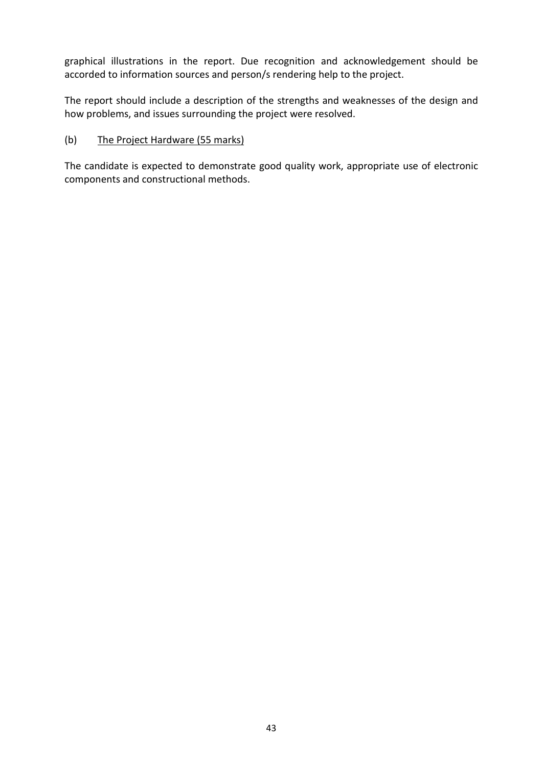graphical illustrations in the report. Due recognition and acknowledgement should be accorded to information sources and person/s rendering help to the project.

The report should include a description of the strengths and weaknesses of the design and how problems, and issues surrounding the project were resolved.

(b) The Project Hardware (55 marks)

The candidate is expected to demonstrate good quality work, appropriate use of electronic components and constructional methods.